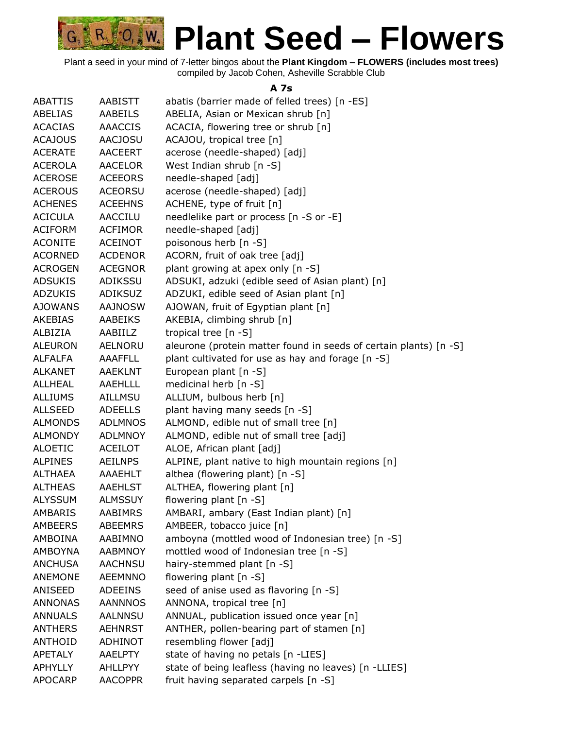# Plant Seed – Flowers

Plant a seed in your mind of 7-letter bingos about the **Plant Kingdom – FLOWERS (includes most trees)**
compiled by Jacob Cohen, Asheville Scrabble Club

### A 7s

| | | |
|---|---|---|
| ABATTIS | AABISTT | abatis (barrier made of felled trees) [n -ES] |
| ABELIAS | AABEILS | ABELIA, Asian or Mexican shrub [n] |
| ACACIAS | AAACCIS | ACACIA, flowering tree or shrub [n] |
| ACAJOUS | AACJOSU | ACAJOU, tropical tree [n] |
| ACERATE | AACEERT | acerose (needle-shaped) [adj] |
| ACEROLA | AACELOR | West Indian shrub [n -S] |
| ACEROSE | ACEEORS | needle-shaped [adj] |
| ACEROUS | ACEORSU | acerose (needle-shaped) [adj] |
| ACHENES | ACEEHNS | ACHENE, type of fruit [n] |
| ACICULA | AACCILU | needlelike part or process [n -S or -E] |
| ACIFORM | ACFIMOR | needle-shaped [adj] |
| ACONITE | ACEINOT | poisonous herb [n -S] |
| ACORNED | ACDENOR | ACORN, fruit of oak tree [adj] |
| ACROGEN | ACEGNOR | plant growing at apex only [n -S] |
| ADSUKIS | ADIKSSU | ADSUKI, adzuki (edible seed of Asian plant) [n] |
| ADZUKIS | ADIKSUZ | ADZUKI, edible seed of Asian plant [n] |
| AJOWANS | AAJNOSW | AJOWAN, fruit of Egyptian plant [n] |
| AKEBIAS | AABEIKS | AKEBIA, climbing shrub [n] |
| ALBIZIA | AABIILZ | tropical tree [n -S] |
| ALEURON | AELNORU | aleurone (protein matter found in seeds of certain plants) [n -S] |
| ALFALFA | AAAFFLL | plant cultivated for use as hay and forage [n -S] |
| ALKANET | AAEKLNT | European plant [n -S] |
| ALLHEAL | AAEHLLL | medicinal herb [n -S] |
| ALLIUMS | AILLMSU | ALLIUM, bulbous herb [n] |
| ALLSEED | ADEELLS | plant having many seeds [n -S] |
| ALMONDS | ADLMNOS | ALMOND, edible nut of small tree [n] |
| ALMONDY | ADLMNOY | ALMOND, edible nut of small tree [adj] |
| ALOETIC | ACEILOT | ALOE, African plant [adj] |
| ALPINES | AEILNPS | ALPINE, plant native to high mountain regions [n] |
| ALTHAEA | AAAEHLT | althea (flowering plant) [n -S] |
| ALTHEAS | AAEHLST | ALTHEA, flowering plant [n] |
| ALYSSUM | ALMSSUY | flowering plant [n -S] |
| AMBARIS | AABIMRS | AMBARI, ambary (East Indian plant) [n] |
| AMBEERS | ABEEMRS | AMBEER, tobacco juice [n] |
| AMBOINA | AABIMNO | amboyna (mottled wood of Indonesian tree) [n -S] |
| AMBOYNA | AABMNOY | mottled wood of Indonesian tree [n -S] |
| ANCHUSA | AACHNSU | hairy-stemmed plant [n -S] |
| ANEMONE | AEEMNNO | flowering plant [n -S] |
| ANISEED | ADEEINS | seed of anise used as flavoring [n -S] |
| ANNONAS | AANNNOS | ANNONA, tropical tree [n] |
| ANNUALS | AALNNSU | ANNUAL, publication issued once year [n] |
| ANTHERS | AEHNRST | ANTHER, pollen-bearing part of stamen [n] |
| ANTHOID | ADHINOT | resembling flower [adj] |
| APETALY | AAELPTY | state of having no petals [n -LIES] |
| APHYLLY | AHLLPYY | state of being leafless (having no leaves) [n -LLIES] |
| APOCARP | AACOPPR | fruit having separated carpels [n -S] |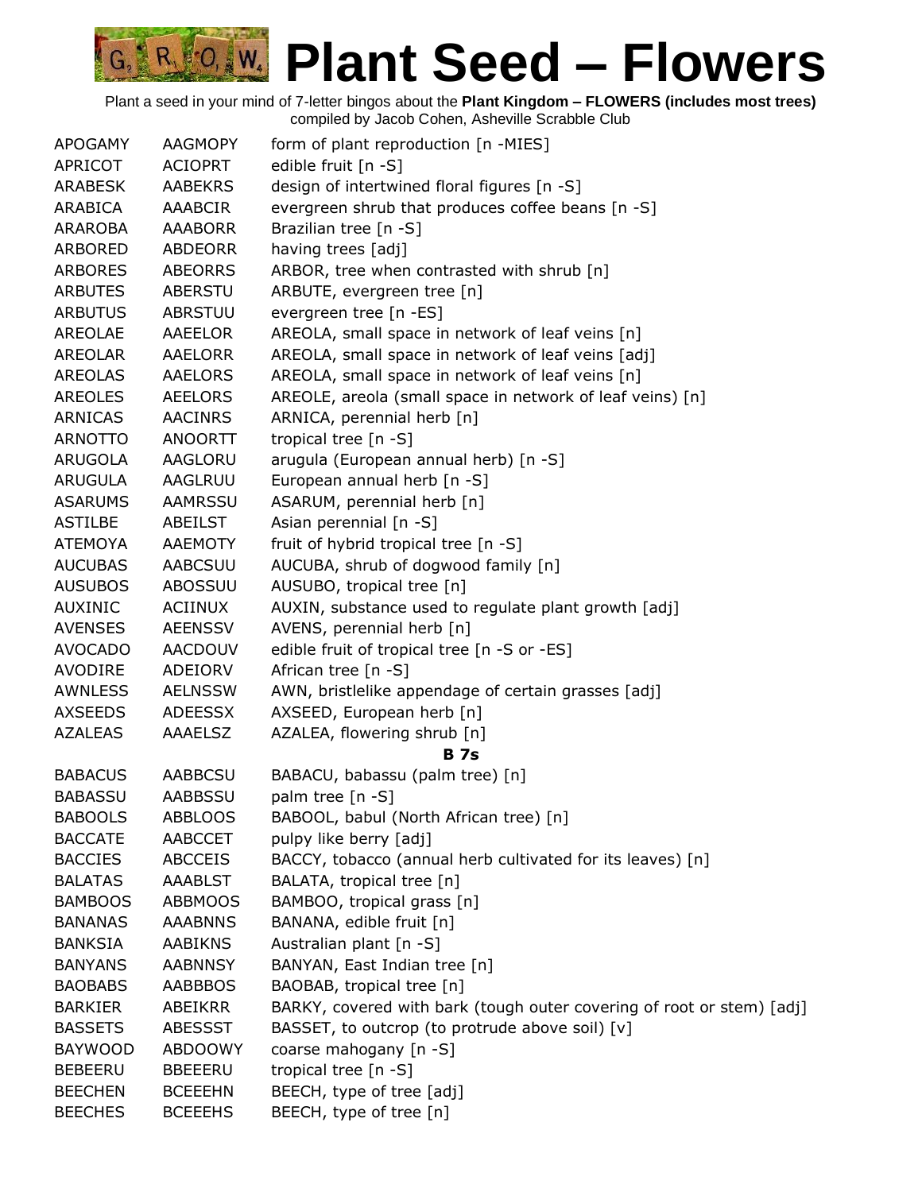# Plant Seed – Flowers

Plant a seed in your mind of 7-letter bingos about the **Plant Kingdom – FLOWERS (includes most trees)**
compiled by Jacob Cohen, Asheville Scrabble Club

| | | |
|---|---|---|
| APOGAMY | AAGMOPY | form of plant reproduction [n -MIES] |
| APRICOT | ACIOPRT | edible fruit [n -S] |
| ARABESK | AABEKRS | design of intertwined floral figures [n -S] |
| ARABICA | AAABCIR | evergreen shrub that produces coffee beans [n -S] |
| ARAROBA | AAABORR | Brazilian tree [n -S] |
| ARBORED | ABDEORR | having trees [adj] |
| ARBORES | ABEORRS | ARBOR, tree when contrasted with shrub [n] |
| ARBUTES | ABERSTU | ARBUTE, evergreen tree [n] |
| ARBUTUS | ABRSTUU | evergreen tree [n -ES] |
| AREOLAE | AAEELOR | AREOLA, small space in network of leaf veins [n] |
| AREOLAR | AAELORR | AREOLA, small space in network of leaf veins [adj] |
| AREOLAS | AAELORS | AREOLA, small space in network of leaf veins [n] |
| AREOLES | AEELORS | AREOLE, areola (small space in network of leaf veins) [n] |
| ARNICAS | AACINRS | ARNICA, perennial herb [n] |
| ARNOTTO | ANOORTT | tropical tree [n -S] |
| ARUGOLA | AAGLORU | arugula (European annual herb) [n -S] |
| ARUGULA | AAGLRUU | European annual herb [n -S] |
| ASARUMS | AAMRSSU | ASARUM, perennial herb [n] |
| ASTILBE | ABEILST | Asian perennial [n -S] |
| ATEMOYA | AAEMOTY | fruit of hybrid tropical tree [n -S] |
| AUCUBAS | AABCSUU | AUCUBA, shrub of dogwood family [n] |
| AUSUBOS | ABOSSUU | AUSUBO, tropical tree [n] |
| AUXINIC | ACIINUX | AUXIN, substance used to regulate plant growth [adj] |
| AVENSES | AEENSSV | AVENS, perennial herb [n] |
| AVOCADO | AACDOUV | edible fruit of tropical tree [n -S or -ES] |
| AVODIRE | ADEIORV | African tree [n -S] |
| AWNLESS | AELNSSW | AWN, bristlelike appendage of certain grasses [adj] |
| AXSEEDS | ADEESSX | AXSEED, European herb [n] |
| AZALEAS | AAAELSZ | AZALEA, flowering shrub [n] |
| | | **B 7s** |
| BABACUS | AABBCSU | BABACU, babassu (palm tree) [n] |
| BABASSU | AABBSSU | palm tree [n -S] |
| BABOOLS | ABBLOOS | BABOOL, babul (North African tree) [n] |
| BACCATE | AABCCET | pulpy like berry [adj] |
| BACCIES | ABCCEIS | BACCY, tobacco (annual herb cultivated for its leaves) [n] |
| BALATAS | AAABLST | BALATA, tropical tree [n] |
| BAMBOOS | ABBMOOS | BAMBOO, tropical grass [n] |
| BANANAS | AAABNNS | BANANA, edible fruit [n] |
| BANKSIA | AABIKNS | Australian plant [n -S] |
| BANYANS | AABNNSY | BANYAN, East Indian tree [n] |
| BAOBABS | AABBBOS | BAOBAB, tropical tree [n] |
| BARKIER | ABEIKRR | BARKY, covered with bark (tough outer covering of root or stem) [adj] |
| BASSETS | ABESSST | BASSET, to outcrop (to protrude above soil) [v] |
| BAYWOOD | ABDOOWY | coarse mahogany [n -S] |
| BEBEERU | BBEEERU | tropical tree [n -S] |
| BEECHEN | BCEEEHN | BEECH, type of tree [adj] |
| BEECHES | BCEEEHS | BEECH, type of tree [n] |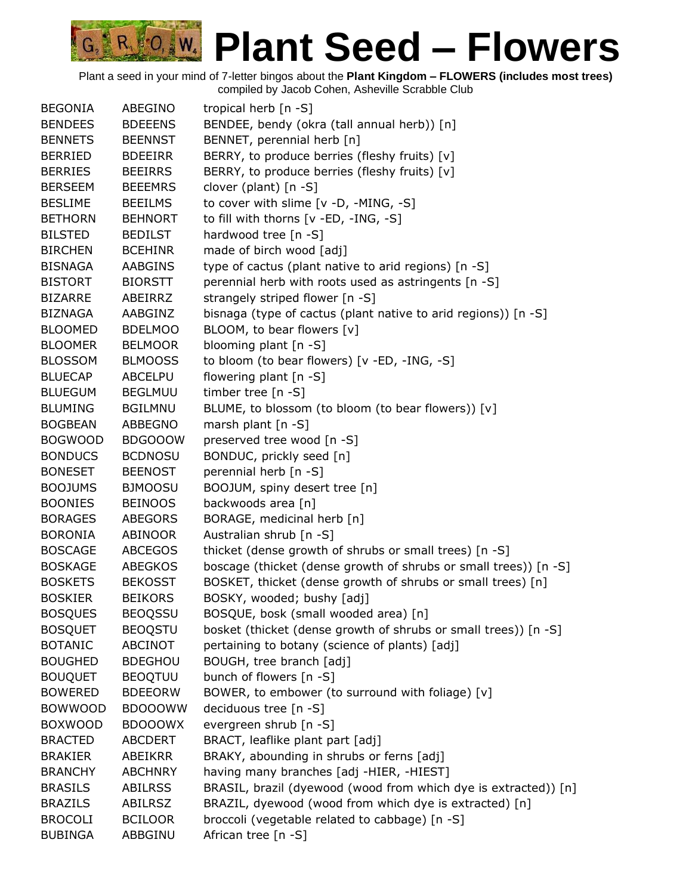# Plant Seed – Flowers

Plant a seed in your mind of 7-letter bingos about the **Plant Kingdom – FLOWERS (includes most trees)**
compiled by Jacob Cohen, Asheville Scrabble Club

| | | |
|---|---|---|
| BEGONIA | ABEGINO | tropical herb [n -S] |
| BENDEES | BDEEENS | BENDEE, bendy (okra (tall annual herb)) [n] |
| BENNETS | BEENNST | BENNET, perennial herb [n] |
| BERRIED | BDEEIRR | BERRY, to produce berries (fleshy fruits) [v] |
| BERRIES | BEEIRRS | BERRY, to produce berries (fleshy fruits) [v] |
| BERSEEM | BEEEMRS | clover (plant) [n -S] |
| BESLIME | BEEILMS | to cover with slime [v -D, -MING, -S] |
| BETHORN | BEHNORT | to fill with thorns [v -ED, -ING, -S] |
| BILSTED | BEDILST | hardwood tree [n -S] |
| BIRCHEN | BCEHINR | made of birch wood [adj] |
| BISNAGA | AABGINS | type of cactus (plant native to arid regions) [n -S] |
| BISTORT | BIORSTT | perennial herb with roots used as astringents [n -S] |
| BIZARRE | ABEIRRZ | strangely striped flower [n -S] |
| BIZNAGA | AABGINZ | bisnaga (type of cactus (plant native to arid regions)) [n -S] |
| BLOOMED | BDELMOO | BLOOM, to bear flowers [v] |
| BLOOMER | BELMOOR | blooming plant [n -S] |
| BLOSSOM | BLMOOSS | to bloom (to bear flowers) [v -ED, -ING, -S] |
| BLUECAP | ABCELPU | flowering plant [n -S] |
| BLUEGUM | BEGLMUU | timber tree [n -S] |
| BLUMING | BGILMNU | BLUME, to blossom (to bloom (to bear flowers)) [v] |
| BOGBEAN | ABBEGNO | marsh plant [n -S] |
| BOGWOOD | BDGOOOW | preserved tree wood [n -S] |
| BONDUCS | BCDNOSU | BONDUC, prickly seed [n] |
| BONESET | BEENOST | perennial herb [n -S] |
| BOOJUMS | BJMOOSU | BOOJUM, spiny desert tree [n] |
| BOONIES | BEINOOS | backwoods area [n] |
| BORAGES | ABEGORS | BORAGE, medicinal herb [n] |
| BORONIA | ABINOOR | Australian shrub [n -S] |
| BOSCAGE | ABCEGOS | thicket (dense growth of shrubs or small trees) [n -S] |
| BOSKAGE | ABEGKOS | boscage (thicket (dense growth of shrubs or small trees)) [n -S] |
| BOSKETS | BEKOSST | BOSKET, thicket (dense growth of shrubs or small trees) [n] |
| BOSKIER | BEIKORS | BOSKY, wooded; bushy [adj] |
| BOSQUES | BEOQSSU | BOSQUE, bosk (small wooded area) [n] |
| BOSQUET | BEOQSTU | bosket (thicket (dense growth of shrubs or small trees)) [n -S] |
| BOTANIC | ABCINOT | pertaining to botany (science of plants) [adj] |
| BOUGHED | BDEGHOU | BOUGH, tree branch [adj] |
| BOUQUET | BEOQTUU | bunch of flowers [n -S] |
| BOWERED | BDEEORW | BOWER, to embower (to surround with foliage) [v] |
| BOWWOOD | BDOOOWW | deciduous tree [n -S] |
| BOXWOOD | BDOOOWX | evergreen shrub [n -S] |
| BRACTED | ABCDERT | BRACT, leaflike plant part [adj] |
| BRAKIER | ABEIKRR | BRAKY, abounding in shrubs or ferns [adj] |
| BRANCHY | ABCHNRY | having many branches [adj -HIER, -HIEST] |
| BRASILS | ABILRSS | BRASIL, brazil (dyewood (wood from which dye is extracted)) [n] |
| BRAZILS | ABILRSZ | BRAZIL, dyewood (wood from which dye is extracted) [n] |
| BROCOLI | BCILOOR | broccoli (vegetable related to cabbage) [n -S] |
| BUBINGA | ABBGINU | African tree [n -S] |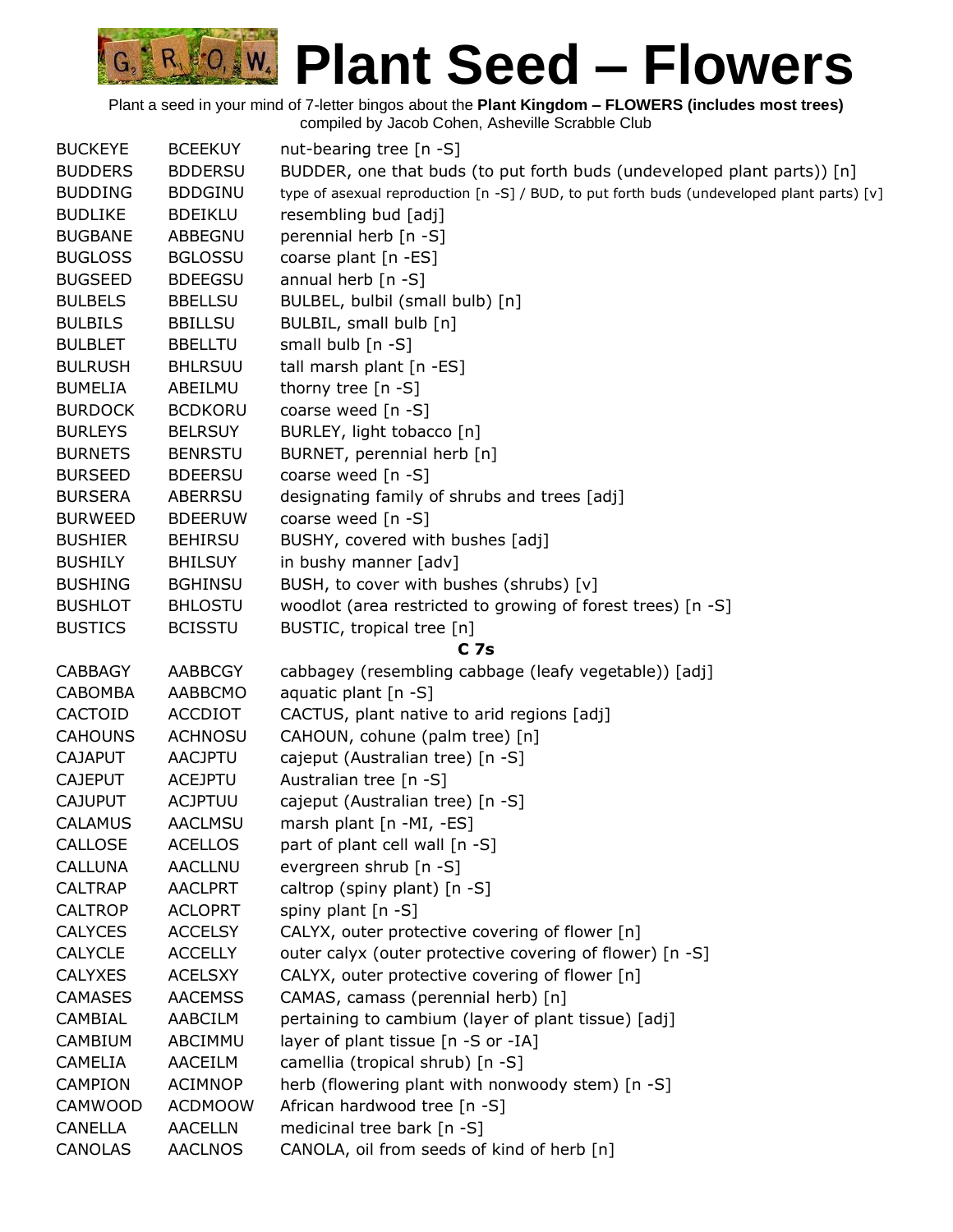# Plant Seed – Flowers

Plant a seed in your mind of 7-letter bingos about the **Plant Kingdom – FLOWERS (includes most trees)**
compiled by Jacob Cohen, Asheville Scrabble Club

| | | |
|---|---|---|
| BUCKEYE | BCEEKUY | nut-bearing tree [n -S] |
| BUDDERS | BDDERSU | BUDDER, one that buds (to put forth buds (undeveloped plant parts)) [n] |
| BUDDING | BDDGINU | type of asexual reproduction [n -S] / BUD, to put forth buds (undeveloped plant parts) [v] |
| BUDLIKE | BDEIKLU | resembling bud [adj] |
| BUGBANE | ABBEGNU | perennial herb [n -S] |
| BUGLOSS | BGLOSSU | coarse plant [n -ES] |
| BUGSEED | BDEEGSU | annual herb [n -S] |
| BULBELS | BBELLSU | BULBEL, bulbil (small bulb) [n] |
| BULBILS | BBILLSU | BULBIL, small bulb [n] |
| BULBLET | BBELLTU | small bulb [n -S] |
| BULRUSH | BHLRSUU | tall marsh plant [n -ES] |
| BUMELIA | ABEILMU | thorny tree [n -S] |
| BURDOCK | BCDKORU | coarse weed [n -S] |
| BURLEYS | BELRSUY | BURLEY, light tobacco [n] |
| BURNETS | BENRSTU | BURNET, perennial herb [n] |
| BURSEED | BDEERSU | coarse weed [n -S] |
| BURSERA | ABERRSU | designating family of shrubs and trees [adj] |
| BURWEED | BDEERUW | coarse weed [n -S] |
| BUSHIER | BEHIRSU | BUSHY, covered with bushes [adj] |
| BUSHILY | BHILSUY | in bushy manner [adv] |
| BUSHING | BGHINSU | BUSH, to cover with bushes (shrubs) [v] |
| BUSHLOT | BHLOSTU | woodlot (area restricted to growing of forest trees) [n -S] |
| BUSTICS | BCISSTU | BUSTIC, tropical tree [n] |

## C 7s

| | | |
|---|---|---|
| CABBAGY | AABBCGY | cabbagey (resembling cabbage (leafy vegetable)) [adj] |
| CABOMBA | AABBCMO | aquatic plant [n -S] |
| CACTOID | ACCDIOT | CACTUS, plant native to arid regions [adj] |
| CAHOUNS | ACHNOSU | CAHOUN, cohune (palm tree) [n] |
| CAJAPUT | AACJPTU | cajeput (Australian tree) [n -S] |
| CAJEPUT | ACEJPTU | Australian tree [n -S] |
| CAJUPUT | ACJPTUU | cajeput (Australian tree) [n -S] |
| CALAMUS | AACLMSU | marsh plant [n -MI, -ES] |
| CALLOSE | ACELLOS | part of plant cell wall [n -S] |
| CALLUNA | AACLLNU | evergreen shrub [n -S] |
| CALTRAP | AACLPRT | caltrop (spiny plant) [n -S] |
| CALTROP | ACLOPRT | spiny plant [n -S] |
| CALYCES | ACCELSY | CALYX, outer protective covering of flower [n] |
| CALYCLE | ACCELLY | outer calyx (outer protective covering of flower) [n -S] |
| CALYXES | ACELSXY | CALYX, outer protective covering of flower [n] |
| CAMASES | AACEMSS | CAMAS, camass (perennial herb) [n] |
| CAMBIAL | AABCILM | pertaining to cambium (layer of plant tissue) [adj] |
| CAMBIUM | ABCIMMU | layer of plant tissue [n -S or -IA] |
| CAMELIA | AACEILM | camellia (tropical shrub) [n -S] |
| CAMPION | ACIMNOP | herb (flowering plant with nonwoody stem) [n -S] |
| CAMWOOD | ACDMOOW | African hardwood tree [n -S] |
| CANELLA | AACELLN | medicinal tree bark [n -S] |
| CANOLAS | AACLNOS | CANOLA, oil from seeds of kind of herb [n] |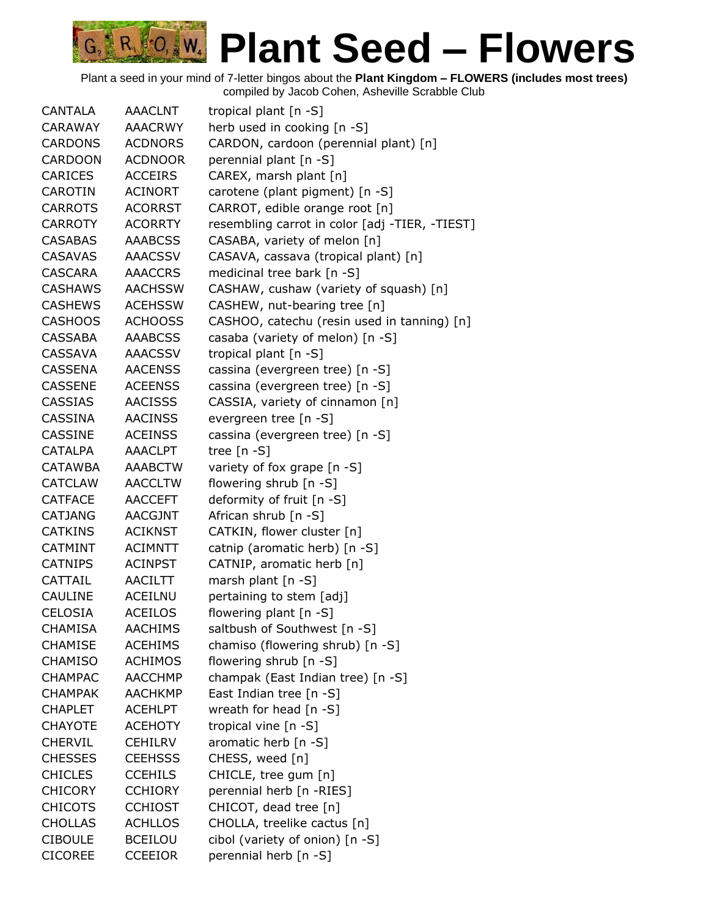# Plant Seed – Flowers

Plant a seed in your mind of 7-letter bingos about the **Plant Kingdom – FLOWERS (includes most trees)**
compiled by Jacob Cohen, Asheville Scrabble Club

| | | |
|---|---|---|
| CANTALA | AAACLNT | tropical plant [n -S] |
| CARAWAY | AAACRWY | herb used in cooking [n -S] |
| CARDONS | ACDNORS | CARDON, cardoon (perennial plant) [n] |
| CARDOON | ACDNOOR | perennial plant [n -S] |
| CARICES | ACCEIRS | CAREX, marsh plant [n] |
| CAROTIN | ACINORT | carotene (plant pigment) [n -S] |
| CARROTS | ACORRST | CARROT, edible orange root [n] |
| CARROTY | ACORRTY | resembling carrot in color [adj -TIER, -TIEST] |
| CASABAS | AAABCSS | CASABA, variety of melon [n] |
| CASAVAS | AAACSSV | CASAVA, cassava (tropical plant) [n] |
| CASCARA | AAACCRS | medicinal tree bark [n -S] |
| CASHAWS | AACHSSW | CASHAW, cushaw (variety of squash) [n] |
| CASHEWS | ACEHSSW | CASHEW, nut-bearing tree [n] |
| CASHOOS | ACHOOSS | CASHOO, catechu (resin used in tanning) [n] |
| CASSABA | AAABCSS | casaba (variety of melon) [n -S] |
| CASSAVA | AAACSSV | tropical plant [n -S] |
| CASSENA | AACENSS | cassina (evergreen tree) [n -S] |
| CASSENE | ACEENSS | cassina (evergreen tree) [n -S] |
| CASSIAS | AACISSS | CASSIA, variety of cinnamon [n] |
| CASSINA | AACINSS | evergreen tree [n -S] |
| CASSINE | ACEINSS | cassina (evergreen tree) [n -S] |
| CATALPA | AAACLPT | tree [n -S] |
| CATAWBA | AAABCTW | variety of fox grape [n -S] |
| CATCLAW | AACCLTW | flowering shrub [n -S] |
| CATFACE | AACCEFT | deformity of fruit [n -S] |
| CATJANG | AACGJNT | African shrub [n -S] |
| CATKINS | ACIKNST | CATKIN, flower cluster [n] |
| CATMINT | ACIMNTT | catnip (aromatic herb) [n -S] |
| CATNIPS | ACINPST | CATNIP, aromatic herb [n] |
| CATTAIL | AACILTT | marsh plant [n -S] |
| CAULINE | ACEILNU | pertaining to stem [adj] |
| CELOSIA | ACEILOS | flowering plant [n -S] |
| CHAMISA | AACHIMS | saltbush of Southwest [n -S] |
| CHAMISE | ACEHIMS | chamiso (flowering shrub) [n -S] |
| CHAMISO | ACHIMOS | flowering shrub [n -S] |
| CHAMPAC | AACCHMP | champak (East Indian tree) [n -S] |
| CHAMPAK | AACHKMP | East Indian tree [n -S] |
| CHAPLET | ACEHLPT | wreath for head [n -S] |
| CHAYOTE | ACEHOTY | tropical vine [n -S] |
| CHERVIL | CEHILRV | aromatic herb [n -S] |
| CHESSES | CEEHSSS | CHESS, weed [n] |
| CHICLES | CCEHILS | CHICLE, tree gum [n] |
| CHICORY | CCHIORY | perennial herb [n -RIES] |
| CHICOTS | CCHIOST | CHICOT, dead tree [n] |
| CHOLLAS | ACHLLOS | CHOLLA, treelike cactus [n] |
| CIBOULE | BCEILOU | cibol (variety of onion) [n -S] |
| CICOREE | CCEEIOR | perennial herb [n -S] |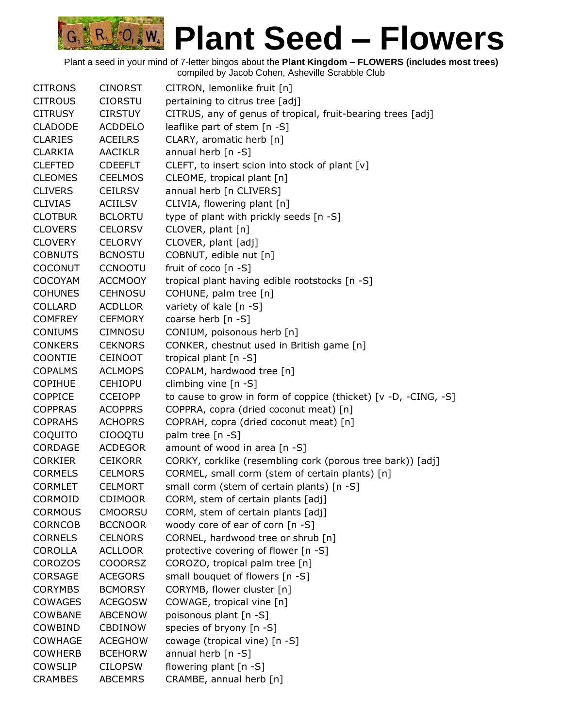# Plant Seed – Flowers

Plant a seed in your mind of 7-letter bingos about the **Plant Kingdom – FLOWERS (includes most trees)**
compiled by Jacob Cohen, Asheville Scrabble Club

| | | |
|---|---|---|
| CITRONS | CINORST | CITRON, lemonlike fruit [n] |
| CITROUS | CIORSTU | pertaining to citrus tree [adj] |
| CITRUSY | CIRSTUY | CITRUS, any of genus of tropical, fruit-bearing trees [adj] |
| CLADODE | ACDDELO | leaflike part of stem [n -S] |
| CLARIES | ACEILRS | CLARY, aromatic herb [n] |
| CLARKIA | AACIKLR | annual herb [n -S] |
| CLEFTED | CDEEFLT | CLEFT, to insert scion into stock of plant [v] |
| CLEOMES | CEELMOS | CLEOME, tropical plant [n] |
| CLIVERS | CEILRSV | annual herb [n CLIVERS] |
| CLIVIAS | ACIILSV | CLIVIA, flowering plant [n] |
| CLOTBUR | BCLORTU | type of plant with prickly seeds [n -S] |
| CLOVERS | CELORSV | CLOVER, plant [n] |
| CLOVERY | CELORVY | CLOVER, plant [adj] |
| COBNUTS | BCNOSTU | COBNUT, edible nut [n] |
| COCONUT | CCNOOTU | fruit of coco [n -S] |
| COCOYAM | ACCMOOY | tropical plant having edible rootstocks [n -S] |
| COHUNES | CEHNOSU | COHUNE, palm tree [n] |
| COLLARD | ACDLLOR | variety of kale [n -S] |
| COMFREY | CEFMORY | coarse herb [n -S] |
| CONIUMS | CIMNOSU | CONIUM, poisonous herb [n] |
| CONKERS | CEKNORS | CONKER, chestnut used in British game [n] |
| COONTIE | CEINOOT | tropical plant [n -S] |
| COPALMS | ACLMOPS | COPALM, hardwood tree [n] |
| COPIHUE | CEHIOPU | climbing vine [n -S] |
| COPPICE | CCEIOPP | to cause to grow in form of coppice (thicket) [v -D, -CING, -S] |
| COPPRAS | ACOPPRS | COPPRA, copra (dried coconut meat) [n] |
| COPRAHS | ACHOPRS | COPRAH, copra (dried coconut meat) [n] |
| COQUITO | CIOOQTU | palm tree [n -S] |
| CORDAGE | ACDEGOR | amount of wood in area [n -S] |
| CORKIER | CEIKORR | CORKY, corklike (resembling cork (porous tree bark)) [adj] |
| CORMELS | CELMORS | CORMEL, small corm (stem of certain plants) [n] |
| CORMLET | CELMORT | small corm (stem of certain plants) [n -S] |
| CORMOID | CDIMOOR | CORM, stem of certain plants [adj] |
| CORMOUS | CMOORSU | CORM, stem of certain plants [adj] |
| CORNCOB | BCCNOOR | woody core of ear of corn [n -S] |
| CORNELS | CELNORS | CORNEL, hardwood tree or shrub [n] |
| COROLLA | ACLLOOR | protective covering of flower [n -S] |
| COROZOS | COOORSZ | COROZO, tropical palm tree [n] |
| CORSAGE | ACEGORS | small bouquet of flowers [n -S] |
| CORYMBS | BCMORSY | CORYMB, flower cluster [n] |
| COWAGES | ACEGOSW | COWAGE, tropical vine [n] |
| COWBANE | ABCENOW | poisonous plant [n -S] |
| COWBIND | CBDINOW | species of bryony [n -S] |
| COWHAGE | ACEGHOW | cowage (tropical vine) [n -S] |
| COWHERB | BCEHORW | annual herb [n -S] |
| COWSLIP | CILOPSW | flowering plant [n -S] |
| CRAMBES | ABCEMRS | CRAMBE, annual herb [n] |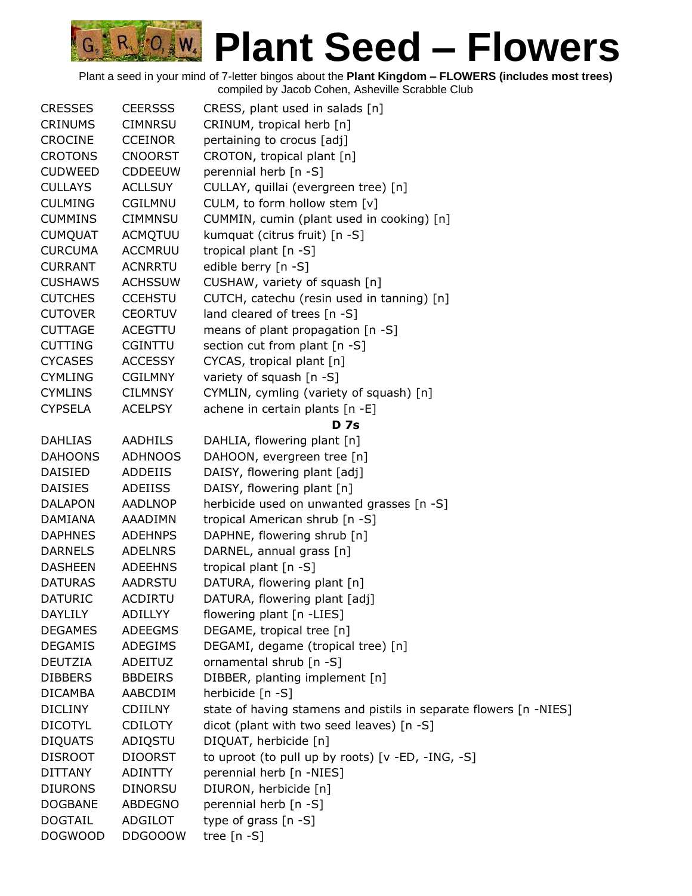# Plant Seed – Flowers

Plant a seed in your mind of 7-letter bingos about the **Plant Kingdom – FLOWERS (includes most trees)**
compiled by Jacob Cohen, Asheville Scrabble Club

| | | |
|---|---|---|
| CRESSES | CEERSSS | CRESS, plant used in salads [n] |
| CRINUMS | CIMNRSU | CRINUM, tropical herb [n] |
| CROCINE | CCEINOR | pertaining to crocus [adj] |
| CROTONS | CNOORST | CROTON, tropical plant [n] |
| CUDWEED | CDDEEUW | perennial herb [n -S] |
| CULLAYS | ACLLSUY | CULLAY, quillai (evergreen tree) [n] |
| CULMING | CGILMNU | CULM, to form hollow stem [v] |
| CUMMINS | CIMMNSU | CUMMIN, cumin (plant used in cooking) [n] |
| CUMQUAT | ACMQTUU | kumquat (citrus fruit) [n -S] |
| CURCUMA | ACCMRUU | tropical plant [n -S] |
| CURRANT | ACNRRTU | edible berry [n -S] |
| CUSHAWS | ACHSSUW | CUSHAW, variety of squash [n] |
| CUTCHES | CCEHSTU | CUTCH, catechu (resin used in tanning) [n] |
| CUTOVER | CEORTUV | land cleared of trees [n -S] |
| CUTTAGE | ACEGTTU | means of plant propagation [n -S] |
| CUTTING | CGINTTU | section cut from plant [n -S] |
| CYCASES | ACCESSY | CYCAS, tropical plant [n] |
| CYMLING | CGILMNY | variety of squash [n -S] |
| CYMLINS | CILMNSY | CYMLIN, cymling (variety of squash) [n] |
| CYPSELA | ACELPSY | achene in certain plants [n -E] |
| | | **D 7s** |
| DAHLIAS | AADHILS | DAHLIA, flowering plant [n] |
| DAHOONS | ADHNOOS | DAHOON, evergreen tree [n] |
| DAISIED | ADDEIIS | DAISY, flowering plant [adj] |
| DAISIES | ADEIISS | DAISY, flowering plant [n] |
| DALAPON | AADLNOP | herbicide used on unwanted grasses [n -S] |
| DAMIANA | AAADIMN | tropical American shrub [n -S] |
| DAPHNES | ADEHNPS | DAPHNE, flowering shrub [n] |
| DARNELS | ADELNRS | DARNEL, annual grass [n] |
| DASHEEN | ADEEHNS | tropical plant [n -S] |
| DATURAS | AADRSTU | DATURA, flowering plant [n] |
| DATURIC | ACDIRTU | DATURA, flowering plant [adj] |
| DAYLILY | ADILLYY | flowering plant [n -LIES] |
| DEGAMES | ADEEGMS | DEGAME, tropical tree [n] |
| DEGAMIS | ADEGIMS | DEGAMI, degame (tropical tree) [n] |
| DEUTZIA | ADEITUZ | ornamental shrub [n -S] |
| DIBBERS | BBDEIRS | DIBBER, planting implement [n] |
| DICAMBA | AABCDIM | herbicide [n -S] |
| DICLINY | CDIILNY | state of having stamens and pistils in separate flowers [n -NIES] |
| DICOTYL | CDILOTY | dicot (plant with two seed leaves) [n -S] |
| DIQUATS | ADIQSTU | DIQUAT, herbicide [n] |
| DISROOT | DIOORST | to uproot (to pull up by roots) [v -ED, -ING, -S] |
| DITTANY | ADINTTY | perennial herb [n -NIES] |
| DIURONS | DINORSU | DIURON, herbicide [n] |
| DOGBANE | ABDEGNO | perennial herb [n -S] |
| DOGTAIL | ADGILOT | type of grass [n -S] |
| DOGWOOD | DDGOOOW | tree [n -S] |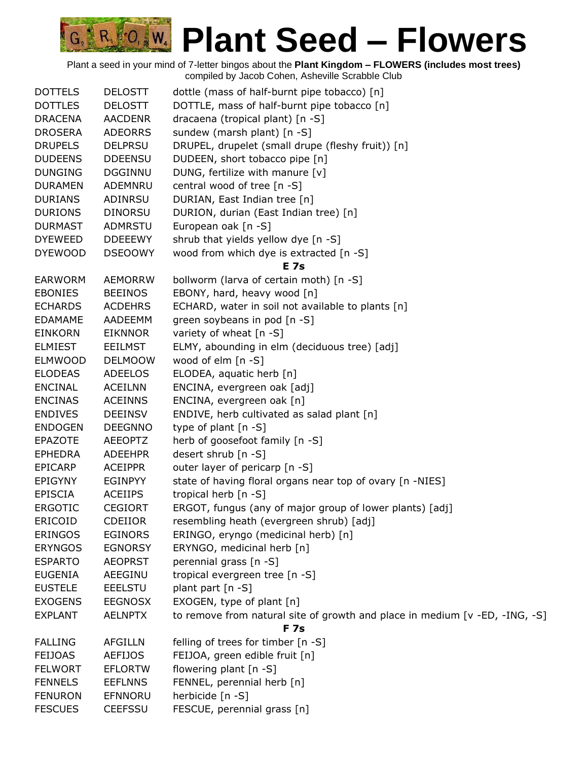# Plant Seed – Flowers

Plant a seed in your mind of 7-letter bingos about the **Plant Kingdom – FLOWERS (includes most trees)**
compiled by Jacob Cohen, Asheville Scrabble Club

| | | |
|---|---|---|
| DOTTELS | DELOSTT | dottle (mass of half-burnt pipe tobacco) [n] |
| DOTTLES | DELOSTT | DOTTLE, mass of half-burnt pipe tobacco [n] |
| DRACENA | AACDENR | dracaena (tropical plant) [n -S] |
| DROSERA | ADEORRS | sundew (marsh plant) [n -S] |
| DRUPELS | DELPRSU | DRUPEL, drupelet (small drupe (fleshy fruit)) [n] |
| DUDEENS | DDEENSU | DUDEEN, short tobacco pipe [n] |
| DUNGING | DGGINNU | DUNG, fertilize with manure [v] |
| DURAMEN | ADEMNRU | central wood of tree [n -S] |
| DURIANS | ADINRSU | DURIAN, East Indian tree [n] |
| DURIONS | DINORSU | DURION, durian (East Indian tree) [n] |
| DURMAST | ADMRSTU | European oak [n -S] |
| DYEWEED | DDEEEWY | shrub that yields yellow dye [n -S] |
| DYEWOOD | DSEOOWY | wood from which dye is extracted [n -S] |
| | | **E 7s** |
| EARWORM | AEMORRW | bollworm (larva of certain moth) [n -S] |
| EBONIES | BEEINOS | EBONY, hard, heavy wood [n] |
| ECHARDS | ACDEHRS | ECHARD, water in soil not available to plants [n] |
| EDAMAME | AADEEMM | green soybeans in pod [n -S] |
| EINKORN | EIKNNOR | variety of wheat [n -S] |
| ELMIEST | EEILMST | ELMY, abounding in elm (deciduous tree) [adj] |
| ELMWOOD | DELMOOW | wood of elm [n -S] |
| ELODEAS | ADEELOS | ELODEA, aquatic herb [n] |
| ENCINAL | ACEILNN | ENCINA, evergreen oak [adj] |
| ENCINAS | ACEINNS | ENCINA, evergreen oak [n] |
| ENDIVES | DEEINSV | ENDIVE, herb cultivated as salad plant [n] |
| ENDOGEN | DEEGNNO | type of plant [n -S] |
| EPAZOTE | AEEOPTZ | herb of goosefoot family [n -S] |
| EPHEDRA | ADEEHPR | desert shrub [n -S] |
| EPICARP | ACEIPPR | outer layer of pericarp [n -S] |
| EPIGYNY | EGINPYY | state of having floral organs near top of ovary [n -NIES] |
| EPISCIA | ACEIIPS | tropical herb [n -S] |
| ERGOTIC | CEGIORT | ERGOT, fungus (any of major group of lower plants) [adj] |
| ERICOID | CDEIIOR | resembling heath (evergreen shrub) [adj] |
| ERINGOS | EGINORS | ERINGO, eryngo (medicinal herb) [n] |
| ERYNGOS | EGNORSY | ERYNGO, medicinal herb [n] |
| ESPARTO | AEOPRST | perennial grass [n -S] |
| EUGENIA | AEEGINU | tropical evergreen tree [n -S] |
| EUSTELE | EEELSTU | plant part [n -S] |
| EXOGENS | EEGNOSX | EXOGEN, type of plant [n] |
| EXPLANT | AELNPTX | to remove from natural site of growth and place in medium [v -ED, -ING, -S] |
| | | **F 7s** |
| FALLING | AFGILLN | felling of trees for timber [n -S] |
| FEIJOAS | AEFIJOS | FEIJOA, green edible fruit [n] |
| FELWORT | EFLORTW | flowering plant [n -S] |
| FENNELS | EEFLNNS | FENNEL, perennial herb [n] |
| FENURON | EFNNORU | herbicide [n -S] |
| FESCUES | CEEFSSU | FESCUE, perennial grass [n] |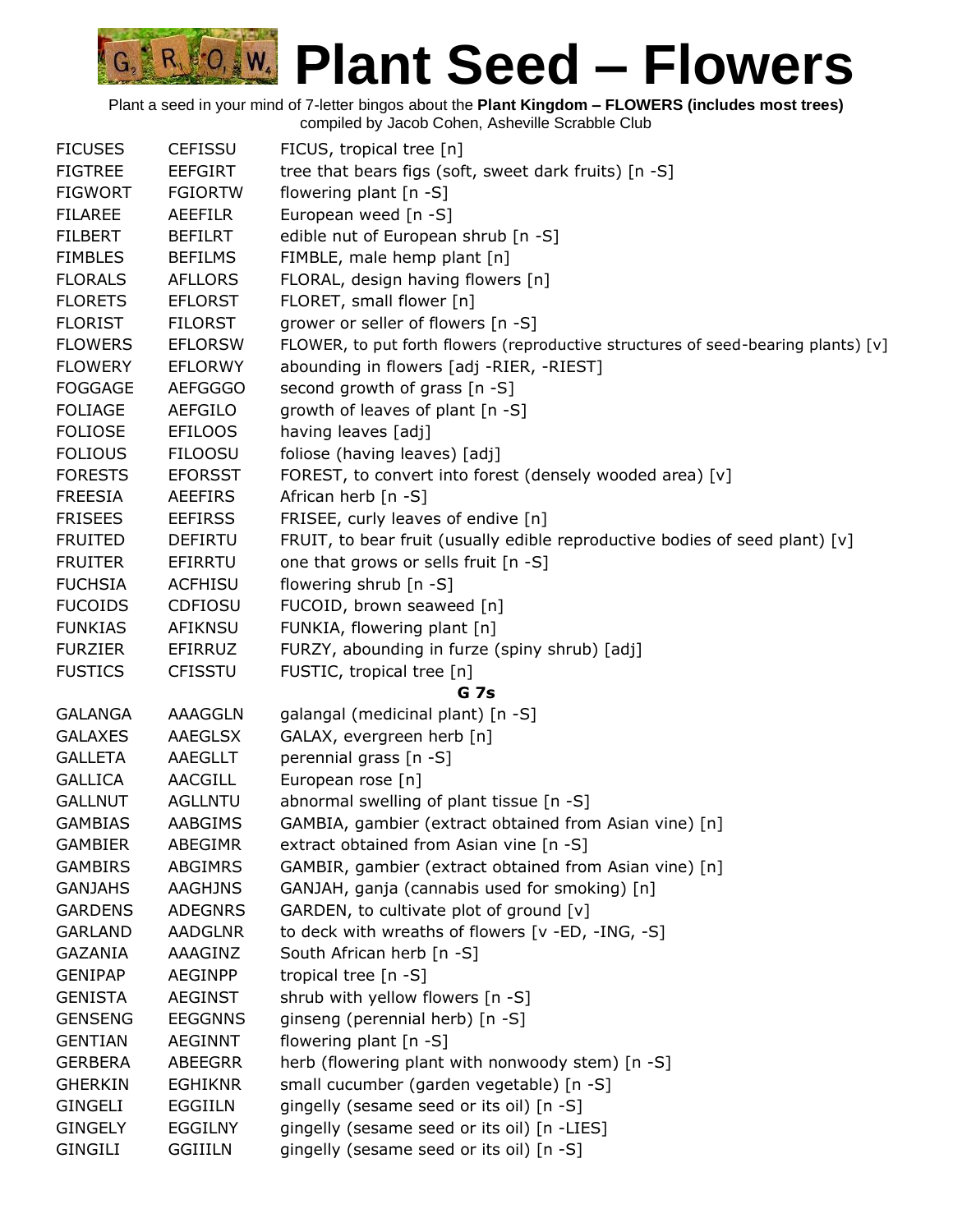# Plant Seed – Flowers

Plant a seed in your mind of 7-letter bingos about the **Plant Kingdom – FLOWERS (includes most trees)**
compiled by Jacob Cohen, Asheville Scrabble Club

| | | |
|---|---|---|
| FICUSES | CEFISSU | FICUS, tropical tree [n] |
| FIGTREE | EEFGIRT | tree that bears figs (soft, sweet dark fruits) [n -S] |
| FIGWORT | FGIORTW | flowering plant [n -S] |
| FILAREE | AEEFILR | European weed [n -S] |
| FILBERT | BEFILRT | edible nut of European shrub [n -S] |
| FIMBLES | BEFILMS | FIMBLE, male hemp plant [n] |
| FLORALS | AFLLORS | FLORAL, design having flowers [n] |
| FLORETS | EFLORST | FLORET, small flower [n] |
| FLORIST | FILORST | grower or seller of flowers [n -S] |
| FLOWERS | EFLORSW | FLOWER, to put forth flowers (reproductive structures of seed-bearing plants) [v] |
| FLOWERY | EFLORWY | abounding in flowers [adj -RIER, -RIEST] |
| FOGGAGE | AEFGGGO | second growth of grass [n -S] |
| FOLIAGE | AEFGILO | growth of leaves of plant [n -S] |
| FOLIOSE | EFILOOS | having leaves [adj] |
| FOLIOUS | FILOOSU | foliose (having leaves) [adj] |
| FORESTS | EFORSST | FOREST, to convert into forest (densely wooded area) [v] |
| FREESIA | AEEFIRS | African herb [n -S] |
| FRISEES | EEFIRSS | FRISEE, curly leaves of endive [n] |
| FRUITED | DEFIRTU | FRUIT, to bear fruit (usually edible reproductive bodies of seed plant) [v] |
| FRUITER | EFIRRTU | one that grows or sells fruit [n -S] |
| FUCHSIA | ACFHISU | flowering shrub [n -S] |
| FUCOIDS | CDFIOSU | FUCOID, brown seaweed [n] |
| FUNKIAS | AFIKNSU | FUNKIA, flowering plant [n] |
| FURZIER | EFIRRUZ | FURZY, abounding in furze (spiny shrub) [adj] |
| FUSTICS | CFISSTU | FUSTIC, tropical tree [n] |
| | **G 7s** | |
| GALANGA | AAAGGLN | galangal (medicinal plant) [n -S] |
| GALAXES | AAEGLSX | GALAX, evergreen herb [n] |
| GALLETA | AAEGLLT | perennial grass [n -S] |
| GALLICA | AACGILL | European rose [n] |
| GALLNUT | AGLLNTU | abnormal swelling of plant tissue [n -S] |
| GAMBIAS | AABGIMS | GAMBIA, gambier (extract obtained from Asian vine) [n] |
| GAMBIER | ABEGIMR | extract obtained from Asian vine [n -S] |
| GAMBIRS | ABGIMRS | GAMBIR, gambier (extract obtained from Asian vine) [n] |
| GANJAHS | AAGHJNS | GANJAH, ganja (cannabis used for smoking) [n] |
| GARDENS | ADEGNRS | GARDEN, to cultivate plot of ground [v] |
| GARLAND | AADGLNR | to deck with wreaths of flowers [v -ED, -ING, -S] |
| GAZANIA | AAAGINZ | South African herb [n -S] |
| GENIPAP | AEGINPP | tropical tree [n -S] |
| GENISTA | AEGINST | shrub with yellow flowers [n -S] |
| GENSENG | EEGGNNS | ginseng (perennial herb) [n -S] |
| GENTIAN | AEGINNT | flowering plant [n -S] |
| GERBERA | ABEEGRR | herb (flowering plant with nonwoody stem) [n -S] |
| GHERKIN | EGHIKNR | small cucumber (garden vegetable) [n -S] |
| GINGELI | EGGIILN | gingelly (sesame seed or its oil) [n -S] |
| GINGELY | EGGILNY | gingelly (sesame seed or its oil) [n -LIES] |
| GINGILI | GGIIILN | gingelly (sesame seed or its oil) [n -S] |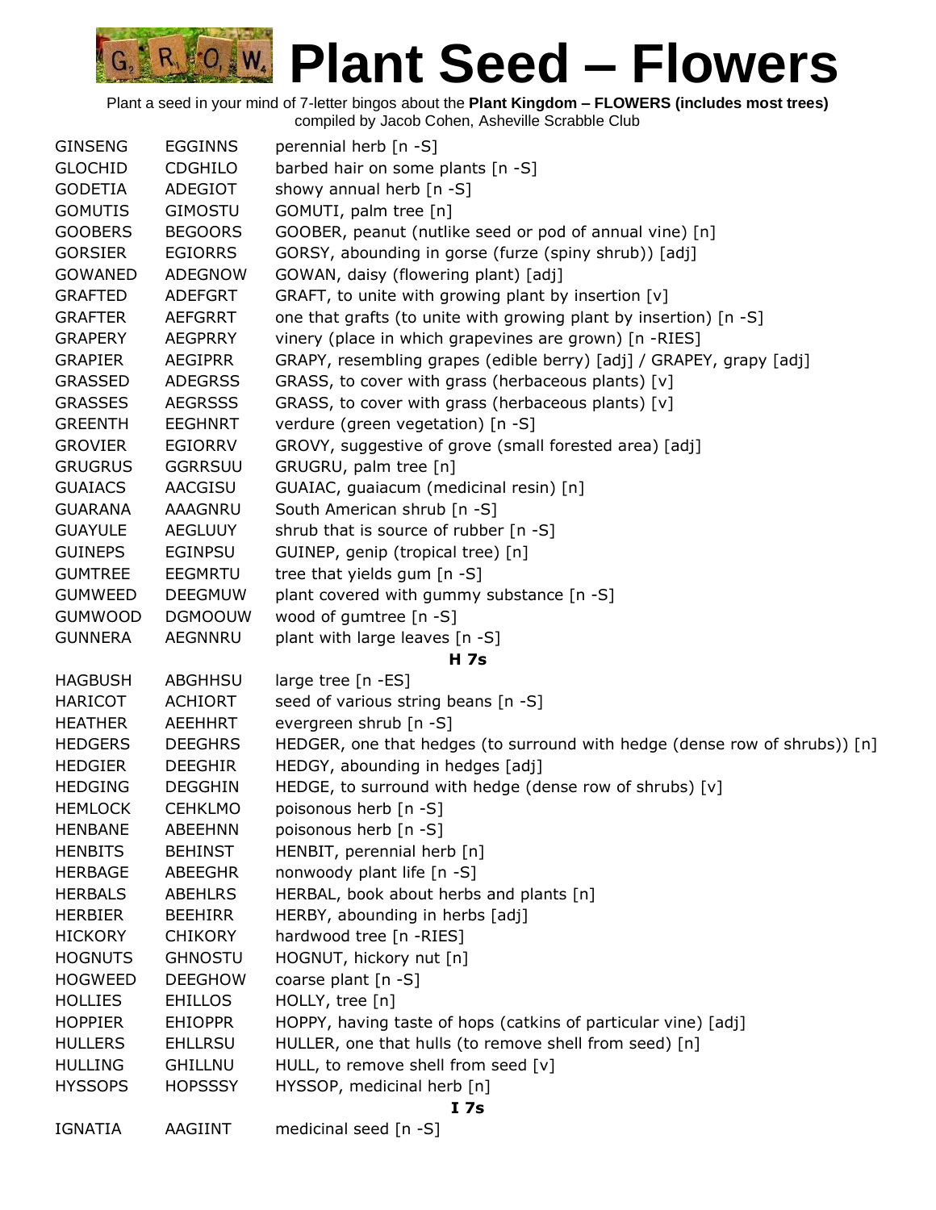# Plant Seed – Flowers

Plant a seed in your mind of 7-letter bingos about the **Plant Kingdom – FLOWERS (includes most trees)**
compiled by Jacob Cohen, Asheville Scrabble Club

| | | |
|---|---|---|
| GINSENG | EGGINNS | perennial herb [n -S] |
| GLOCHID | CDGHILO | barbed hair on some plants [n -S] |
| GODETIA | ADEGIOT | showy annual herb [n -S] |
| GOMUTIS | GIMOSTU | GOMUTI, palm tree [n] |
| GOOBERS | BEGOORS | GOOBER, peanut (nutlike seed or pod of annual vine) [n] |
| GORSIER | EGIORRS | GORSY, abounding in gorse (furze (spiny shrub)) [adj] |
| GOWANED | ADEGNOW | GOWAN, daisy (flowering plant) [adj] |
| GRAFTED | ADEFGRT | GRAFT, to unite with growing plant by insertion [v] |
| GRAFTER | AEFGRRT | one that grafts (to unite with growing plant by insertion) [n -S] |
| GRAPERY | AEGPRRY | vinery (place in which grapevines are grown) [n -RIES] |
| GRAPIER | AEGIPRR | GRAPY, resembling grapes (edible berry) [adj] / GRAPEY, grapy [adj] |
| GRASSED | ADEGRSS | GRASS, to cover with grass (herbaceous plants) [v] |
| GRASSES | AEGRSSS | GRASS, to cover with grass (herbaceous plants) [v] |
| GREENTH | EEGHNRT | verdure (green vegetation) [n -S] |
| GROVIER | EGIORRV | GROVY, suggestive of grove (small forested area) [adj] |
| GRUGRUS | GGRRSUU | GRUGRU, palm tree [n] |
| GUAIACS | AACGISU | GUAIAC, guaiacum (medicinal resin) [n] |
| GUARANA | AAAGNRU | South American shrub [n -S] |
| GUAYULE | AEGLUUY | shrub that is source of rubber [n -S] |
| GUINEPS | EGINPSU | GUINEP, genip (tropical tree) [n] |
| GUMTREE | EEGMRTU | tree that yields gum [n -S] |
| GUMWEED | DEEGMUW | plant covered with gummy substance [n -S] |
| GUMWOOD | DGMOOUW | wood of gumtree [n -S] |
| GUNNERA | AEGNNRU | plant with large leaves [n -S] |

**H 7s**

| | | |
|---|---|---|
| HAGBUSH | ABGHHSU | large tree [n -ES] |
| HARICOT | ACHIORT | seed of various string beans [n -S] |
| HEATHER | AEEHHRT | evergreen shrub [n -S] |
| HEDGERS | DEEGHRS | HEDGER, one that hedges (to surround with hedge (dense row of shrubs)) [n] |
| HEDGIER | DEEGHIR | HEDGY, abounding in hedges [adj] |
| HEDGING | DEGGHIN | HEDGE, to surround with hedge (dense row of shrubs) [v] |
| HEMLOCK | CEHKLMO | poisonous herb [n -S] |
| HENBANE | ABEEHNN | poisonous herb [n -S] |
| HENBITS | BEHINST | HENBIT, perennial herb [n] |
| HERBAGE | ABEEGHR | nonwoody plant life [n -S] |
| HERBALS | ABEHLRS | HERBAL, book about herbs and plants [n] |
| HERBIER | BEEHIRR | HERBY, abounding in herbs [adj] |
| HICKORY | CHIKORY | hardwood tree [n -RIES] |
| HOGNUTS | GHNOSTU | HOGNUT, hickory nut [n] |
| HOGWEED | DEEGHOW | coarse plant [n -S] |
| HOLLIES | EHILLOS | HOLLY, tree [n] |
| HOPPIER | EHIOPPR | HOPPY, having taste of hops (catkins of particular vine) [adj] |
| HULLERS | EHLLRSU | HULLER, one that hulls (to remove shell from seed) [n] |
| HULLING | GHILLNU | HULL, to remove shell from seed [v] |
| HYSSOPS | HOPSSSY | HYSSOP, medicinal herb [n] |

**I 7s**

| | | |
|---|---|---|
| IGNATIA | AAGIINT | medicinal seed [n -S] |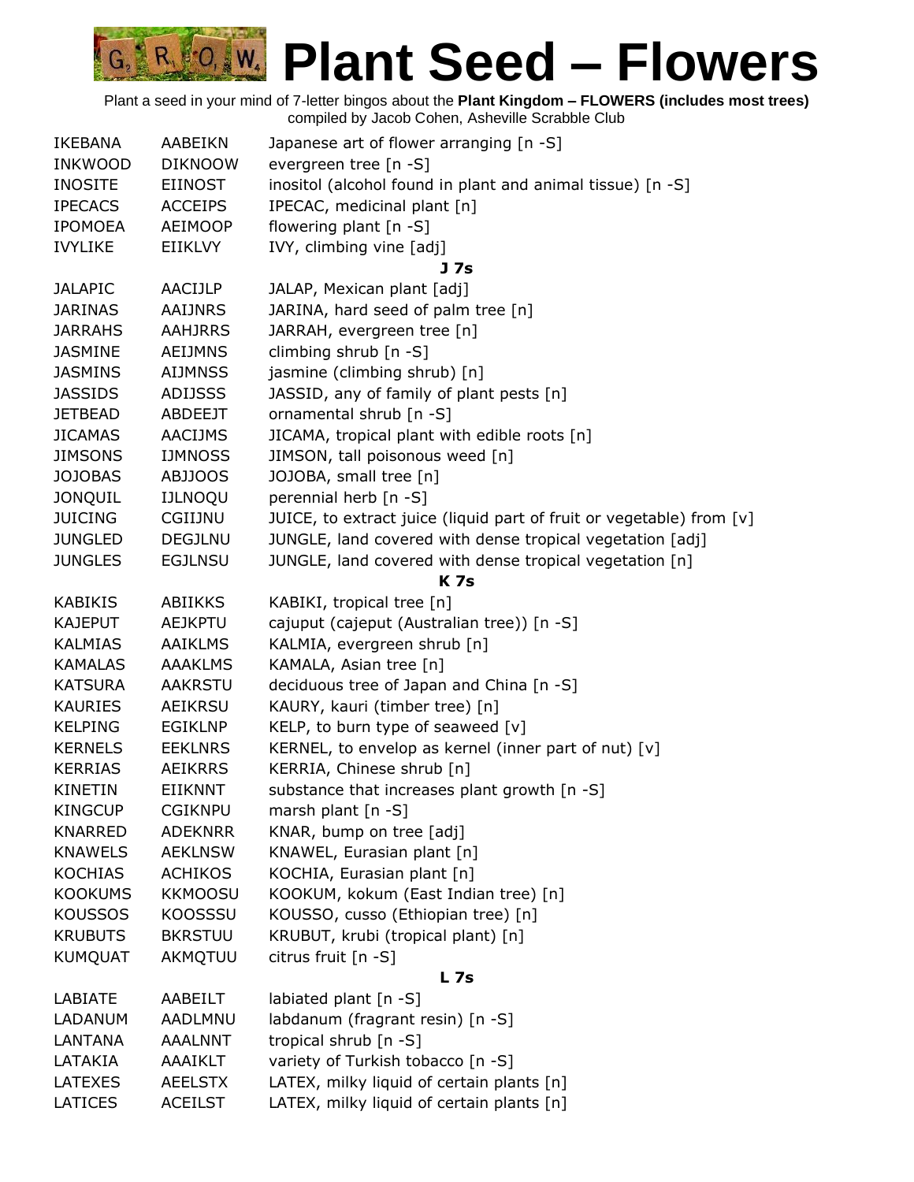# Plant Seed – Flowers

Plant a seed in your mind of 7-letter bingos about the **Plant Kingdom – FLOWERS (includes most trees)**
compiled by Jacob Cohen, Asheville Scrabble Club

| | | |
|---|---|---|
| IKEBANA | AABEIKN | Japanese art of flower arranging [n -S] |
| INKWOOD | DIKNOOW | evergreen tree [n -S] |
| INOSITE | EIINOST | inositol (alcohol found in plant and animal tissue) [n -S] |
| IPECACS | ACCEIPS | IPECAC, medicinal plant [n] |
| IPOMOEA | AEIMOOP | flowering plant [n -S] |
| IVYLIKE | EIIKLVY | IVY, climbing vine [adj] |
| | | **J 7s** |
| JALAPIC | AACIJLP | JALAP, Mexican plant [adj] |
| JARINAS | AAIJNRS | JARINA, hard seed of palm tree [n] |
| JARRAHS | AAHJRRS | JARRAH, evergreen tree [n] |
| JASMINE | AEIJMNS | climbing shrub [n -S] |
| JASMINS | AIJMNSS | jasmine (climbing shrub) [n] |
| JASSIDS | ADIJSSS | JASSID, any of family of plant pests [n] |
| JETBEAD | ABDEEJT | ornamental shrub [n -S] |
| JICAMAS | AACIJMS | JICAMA, tropical plant with edible roots [n] |
| JIMSONS | IJMNOSS | JIMSON, tall poisonous weed [n] |
| JOJOBAS | ABJJOOS | JOJOBA, small tree [n] |
| JONQUIL | IJLNOQU | perennial herb [n -S] |
| JUICING | CGIIJNU | JUICE, to extract juice (liquid part of fruit or vegetable) from [v] |
| JUNGLED | DEGJLNU | JUNGLE, land covered with dense tropical vegetation [adj] |
| JUNGLES | EGJLNSU | JUNGLE, land covered with dense tropical vegetation [n] |
| | | **K 7s** |
| KABIKIS | ABIIKKS | KABIKI, tropical tree [n] |
| KAJEPUT | AEJKPTU | cajuput (cajeput (Australian tree)) [n -S] |
| KALMIAS | AAIKLMS | KALMIA, evergreen shrub [n] |
| KAMALAS | AAAKLMS | KAMALA, Asian tree [n] |
| KATSURA | AAKRSTU | deciduous tree of Japan and China [n -S] |
| KAURIES | AEIKRSU | KAURY, kauri (timber tree) [n] |
| KELPING | EGIKLNP | KELP, to burn type of seaweed [v] |
| KERNELS | EEKLNRS | KERNEL, to envelop as kernel (inner part of nut) [v] |
| KERRIAS | AEIKRRS | KERRIA, Chinese shrub [n] |
| KINETIN | EIIKNNT | substance that increases plant growth [n -S] |
| KINGCUP | CGIKNPU | marsh plant [n -S] |
| KNARRED | ADEKNRR | KNAR, bump on tree [adj] |
| KNAWELS | AEKLNSW | KNAWEL, Eurasian plant [n] |
| KOCHIAS | ACHIKOS | KOCHIA, Eurasian plant [n] |
| KOOKUMS | KKMOOSU | KOOKUM, kokum (East Indian tree) [n] |
| KOUSSOS | KOOSSSU | KOUSSO, cusso (Ethiopian tree) [n] |
| KRUBUTS | BKRSTUU | KRUBUT, krubi (tropical plant) [n] |
| KUMQUAT | AKMQTUU | citrus fruit [n -S] |
| | | **L 7s** |
| LABIATE | AABEILT | labiated plant [n -S] |
| LADANUM | AADLMNU | labdanum (fragrant resin) [n -S] |
| LANTANA | AAALNNT | tropical shrub [n -S] |
| LATAKIA | AAAIKLT | variety of Turkish tobacco [n -S] |
| LATEXES | AEELSTX | LATEX, milky liquid of certain plants [n] |
| LATICES | ACEILST | LATEX, milky liquid of certain plants [n] |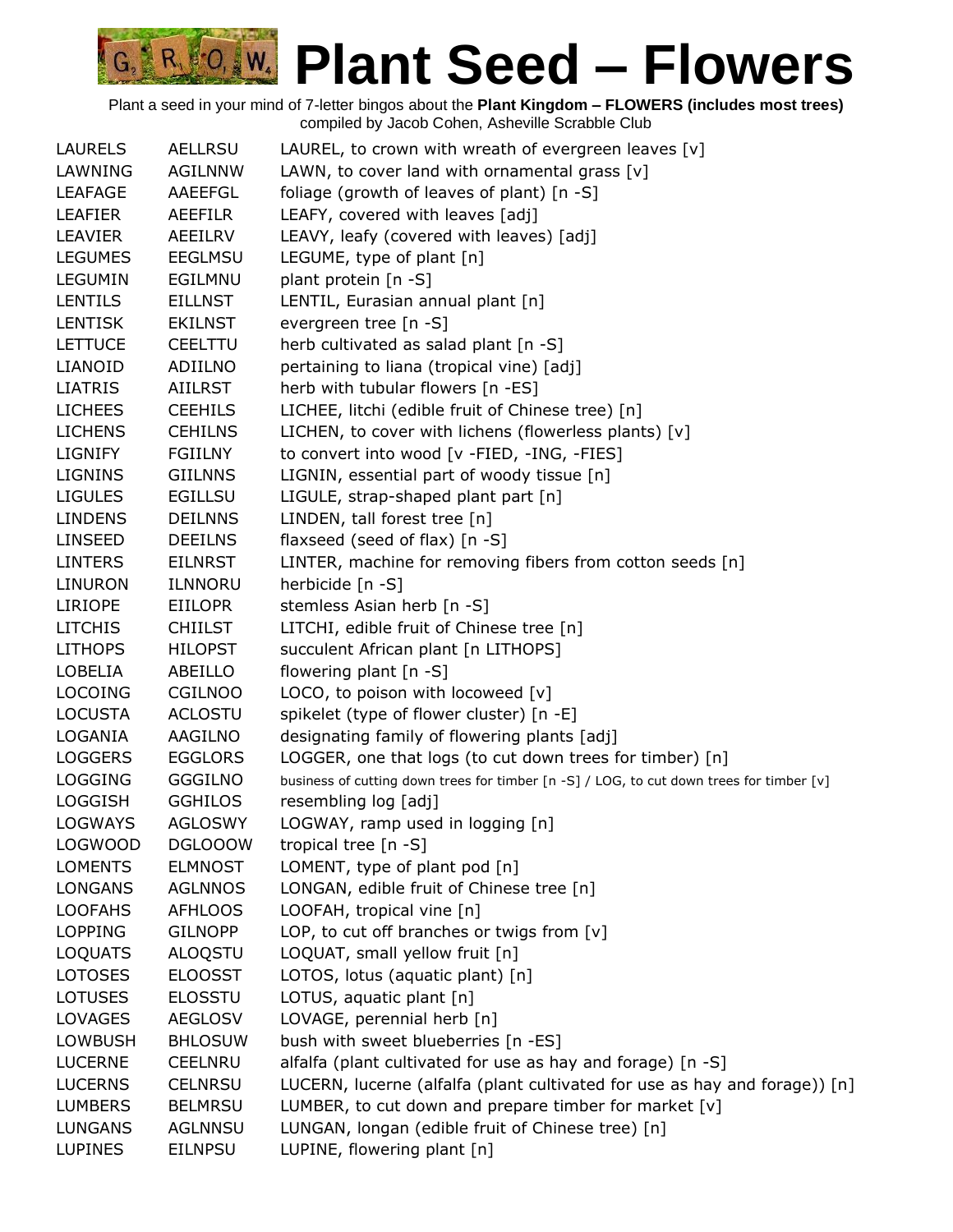# Plant Seed – Flowers

Plant a seed in your mind of 7-letter bingos about the **Plant Kingdom – FLOWERS (includes most trees)**
compiled by Jacob Cohen, Asheville Scrabble Club

| | | |
|---|---|---|
| LAURELS | AELLRSU | LAUREL, to crown with wreath of evergreen leaves [v] |
| LAWNING | AGILNNW | LAWN, to cover land with ornamental grass [v] |
| LEAFAGE | AAEEFGL | foliage (growth of leaves of plant) [n -S] |
| LEAFIER | AEEFILR | LEAFY, covered with leaves [adj] |
| LEAVIER | AEEILRV | LEAVY, leafy (covered with leaves) [adj] |
| LEGUMES | EEGLMSU | LEGUME, type of plant [n] |
| LEGUMIN | EGILMNU | plant protein [n -S] |
| LENTILS | EILLNST | LENTIL, Eurasian annual plant [n] |
| LENTISK | EKILNST | evergreen tree [n -S] |
| LETTUCE | CEELTTU | herb cultivated as salad plant [n -S] |
| LIANOID | ADIILNO | pertaining to liana (tropical vine) [adj] |
| LIATRIS | AIILRST | herb with tubular flowers [n -ES] |
| LICHEES | CEEHILS | LICHEE, litchi (edible fruit of Chinese tree) [n] |
| LICHENS | CEHILNS | LICHEN, to cover with lichens (flowerless plants) [v] |
| LIGNIFY | FGIILNY | to convert into wood [v -FIED, -ING, -FIES] |
| LIGNINS | GIILNNS | LIGNIN, essential part of woody tissue [n] |
| LIGULES | EGILLSU | LIGULE, strap-shaped plant part [n] |
| LINDENS | DEILNNS | LINDEN, tall forest tree [n] |
| LINSEED | DEEILNS | flaxseed (seed of flax) [n -S] |
| LINTERS | EILNRST | LINTER, machine for removing fibers from cotton seeds [n] |
| LINURON | ILNNORU | herbicide [n -S] |
| LIRIOPE | EIILOPR | stemless Asian herb [n -S] |
| LITCHIS | CHIILST | LITCHI, edible fruit of Chinese tree [n] |
| LITHOPS | HILOPST | succulent African plant [n LITHOPS] |
| LOBELIA | ABEILLO | flowering plant [n -S] |
| LOCOING | CGILNOO | LOCO, to poison with locoweed [v] |
| LOCUSTA | ACLOSTU | spikelet (type of flower cluster) [n -E] |
| LOGANIA | AAGILNO | designating family of flowering plants [adj] |
| LOGGERS | EGGLORS | LOGGER, one that logs (to cut down trees for timber) [n] |
| LOGGING | GGGILNO | business of cutting down trees for timber [n -S] / LOG, to cut down trees for timber [v] |
| LOGGISH | GGHILOS | resembling log [adj] |
| LOGWAYS | AGLOSWY | LOGWAY, ramp used in logging [n] |
| LOGWOOD | DGLOOOW | tropical tree [n -S] |
| LOMENTS | ELMNOST | LOMENT, type of plant pod [n] |
| LONGANS | AGLNNOS | LONGAN, edible fruit of Chinese tree [n] |
| LOOFAHS | AFHLOOS | LOOFAH, tropical vine [n] |
| LOPPING | GILNOPP | LOP, to cut off branches or twigs from [v] |
| LOQUATS | ALOQSTU | LOQUAT, small yellow fruit [n] |
| LOTOSES | ELOOSST | LOTOS, lotus (aquatic plant) [n] |
| LOTUSES | ELOSSTU | LOTUS, aquatic plant [n] |
| LOVAGES | AEGLOSV | LOVAGE, perennial herb [n] |
| LOWBUSH | BHLOSUW | bush with sweet blueberries [n -ES] |
| LUCERNE | CEELNRU | alfalfa (plant cultivated for use as hay and forage) [n -S] |
| LUCERNS | CELNRSU | LUCERN, lucerne (alfalfa (plant cultivated for use as hay and forage)) [n] |
| LUMBERS | BELMRSU | LUMBER, to cut down and prepare timber for market [v] |
| LUNGANS | AGLNNSU | LUNGAN, longan (edible fruit of Chinese tree) [n] |
| LUPINES | EILNPSU | LUPINE, flowering plant [n] |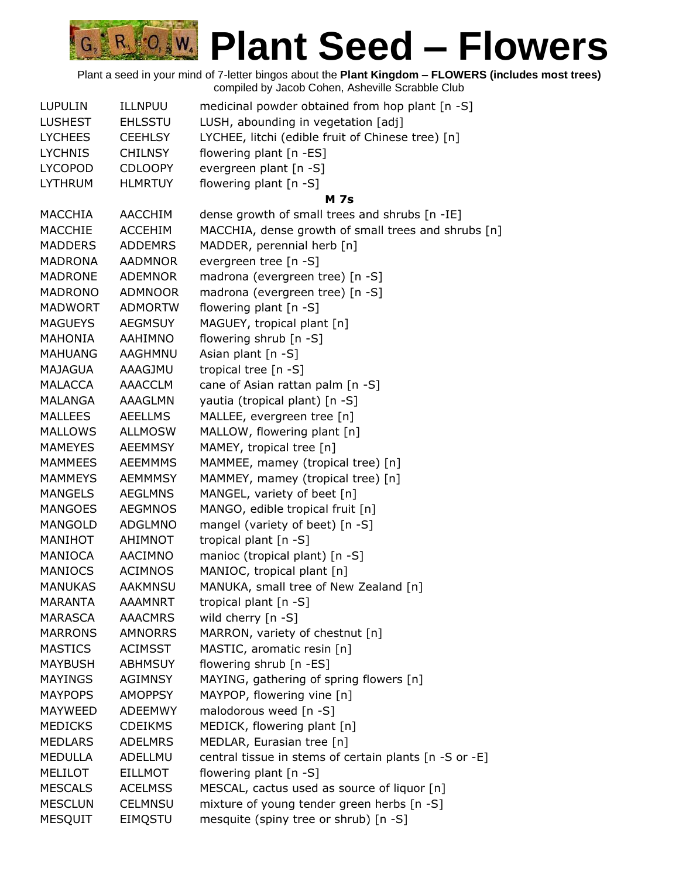# Plant Seed – Flowers

Plant a seed in your mind of 7-letter bingos about the **Plant Kingdom – FLOWERS (includes most trees)**
compiled by Jacob Cohen, Asheville Scrabble Club

| | | |
|---|---|---|
| LUPULIN | ILLNPUU | medicinal powder obtained from hop plant [n -S] |
| LUSHEST | EHLSSTU | LUSH, abounding in vegetation [adj] |
| LYCHEES | CEEHLSY | LYCHEE, litchi (edible fruit of Chinese tree) [n] |
| LYCHNIS | CHILNSY | flowering plant [n -ES] |
| LYCOPOD | CDLOOPY | evergreen plant [n -S] |
| LYTHRUM | HLMRTUY | flowering plant [n -S] |
| | | **M 7s** |
| MACCHIA | AACCHIM | dense growth of small trees and shrubs [n -IE] |
| MACCHIE | ACCEHIM | MACCHIA, dense growth of small trees and shrubs [n] |
| MADDERS | ADDEMRS | MADDER, perennial herb [n] |
| MADRONA | AADMNOR | evergreen tree [n -S] |
| MADRONE | ADEMNOR | madrona (evergreen tree) [n -S] |
| MADRONO | ADMNOOR | madrona (evergreen tree) [n -S] |
| MADWORT | ADMORTW | flowering plant [n -S] |
| MAGUEYS | AEGMSUY | MAGUEY, tropical plant [n] |
| MAHONIA | AAHIMNO | flowering shrub [n -S] |
| MAHUANG | AAGHMNU | Asian plant [n -S] |
| MAJAGUA | AAAGJMU | tropical tree [n -S] |
| MALACCA | AAACCLM | cane of Asian rattan palm [n -S] |
| MALANGA | AAAGLMN | yautia (tropical plant) [n -S] |
| MALLEES | AEELLMS | MALLEE, evergreen tree [n] |
| MALLOWS | ALLMOSW | MALLOW, flowering plant [n] |
| MAMEYES | AEEMMSY | MAMEY, tropical tree [n] |
| MAMMEES | AEEMMMS | MAMMEE, mamey (tropical tree) [n] |
| MAMMEYS | AEMMMSY | MAMMEY, mamey (tropical tree) [n] |
| MANGELS | AEGLMNS | MANGEL, variety of beet [n] |
| MANGOES | AEGMNOS | MANGO, edible tropical fruit [n] |
| MANGOLD | ADGLMNO | mangel (variety of beet) [n -S] |
| MANIHOT | AHIMNOT | tropical plant [n -S] |
| MANIOCA | AACIMNO | manioc (tropical plant) [n -S] |
| MANIOCS | ACIMNOS | MANIOC, tropical plant [n] |
| MANUKAS | AAKMNSU | MANUKA, small tree of New Zealand [n] |
| MARANTA | AAAMNRT | tropical plant [n -S] |
| MARASCA | AAACMRS | wild cherry [n -S] |
| MARRONS | AMNORRS | MARRON, variety of chestnut [n] |
| MASTICS | ACIMSST | MASTIC, aromatic resin [n] |
| MAYBUSH | ABHMSUY | flowering shrub [n -ES] |
| MAYINGS | AGIMNSY | MAYING, gathering of spring flowers [n] |
| MAYPOPS | AMOPPSY | MAYPOP, flowering vine [n] |
| MAYWEED | ADEEMWY | malodorous weed [n -S] |
| MEDICKS | CDEIKMS | MEDICK, flowering plant [n] |
| MEDLARS | ADELMRS | MEDLAR, Eurasian tree [n] |
| MEDULLA | ADELLMU | central tissue in stems of certain plants [n -S or -E] |
| MELILOT | EILLMOT | flowering plant [n -S] |
| MESCALS | ACELMSS | MESCAL, cactus used as source of liquor [n] |
| MESCLUN | CELMNSU | mixture of young tender green herbs [n -S] |
| MESQUIT | EIMQSTU | mesquite (spiny tree or shrub) [n -S] |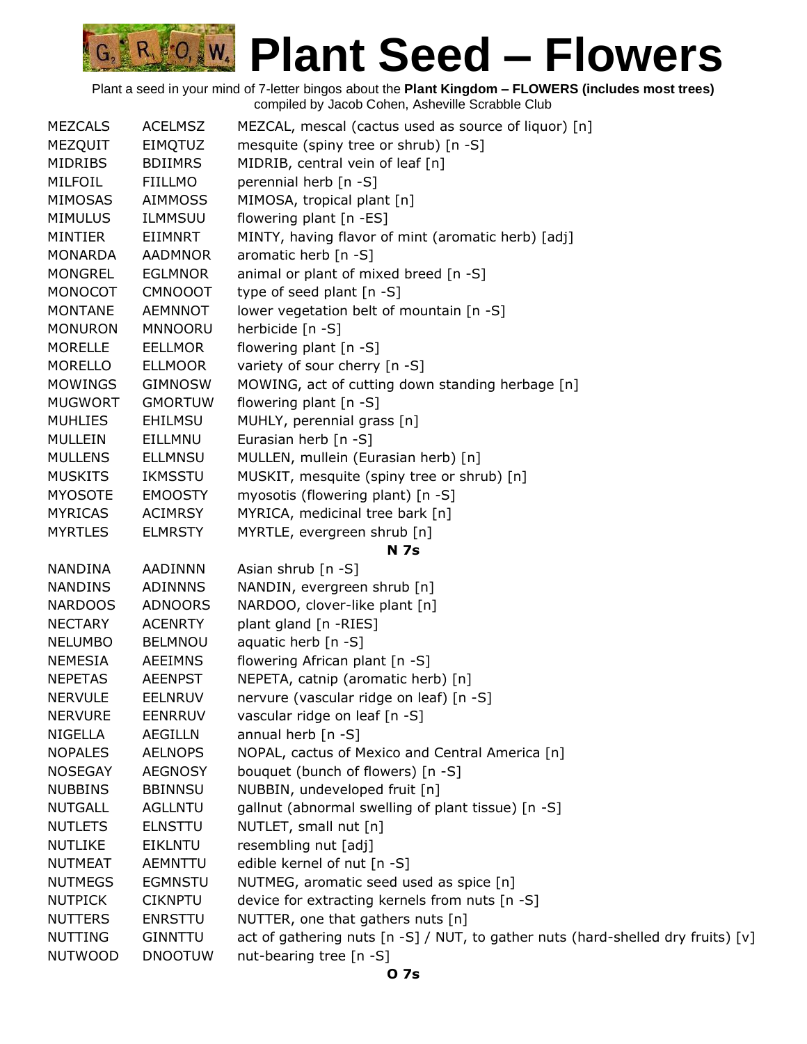# Plant Seed – Flowers

Plant a seed in your mind of 7-letter bingos about the **Plant Kingdom – FLOWERS (includes most trees)**
compiled by Jacob Cohen, Asheville Scrabble Club

| | | |
|---|---|---|
| MEZCALS | ACELMSZ | MEZCAL, mescal (cactus used as source of liquor) [n] |
| MEZQUIT | EIMQTUZ | mesquite (spiny tree or shrub) [n -S] |
| MIDRIBS | BDIIMRS | MIDRIB, central vein of leaf [n] |
| MILFOIL | FIILLMO | perennial herb [n -S] |
| MIMOSAS | AIMMOSS | MIMOSA, tropical plant [n] |
| MIMULUS | ILMMSUU | flowering plant [n -ES] |
| MINTIER | EIIMNRT | MINTY, having flavor of mint (aromatic herb) [adj] |
| MONARDA | AADMNOR | aromatic herb [n -S] |
| MONGREL | EGLMNOR | animal or plant of mixed breed [n -S] |
| MONOCOT | CMNOOOT | type of seed plant [n -S] |
| MONTANE | AEMNNOT | lower vegetation belt of mountain [n -S] |
| MONURON | MNNOORU | herbicide [n -S] |
| MORELLE | EELLMOR | flowering plant [n -S] |
| MORELLO | ELLMOOR | variety of sour cherry [n -S] |
| MOWINGS | GIMNOSW | MOWING, act of cutting down standing herbage [n] |
| MUGWORT | GMORTUW | flowering plant [n -S] |
| MUHLIES | EHILMSU | MUHLY, perennial grass [n] |
| MULLEIN | EILLMNU | Eurasian herb [n -S] |
| MULLENS | ELLMNSU | MULLEN, mullein (Eurasian herb) [n] |
| MUSKITS | IKMSSTU | MUSKIT, mesquite (spiny tree or shrub) [n] |
| MYOSOTE | EMOOSTY | myosotis (flowering plant) [n -S] |
| MYRICAS | ACIMRSY | MYRICA, medicinal tree bark [n] |
| MYRTLES | ELMRSTY | MYRTLE, evergreen shrub [n] |

**N 7s**

| | | |
|---|---|---|
| NANDINA | AADINNN | Asian shrub [n -S] |
| NANDINS | ADINNNS | NANDIN, evergreen shrub [n] |
| NARDOOS | ADNOORS | NARDOO, clover-like plant [n] |
| NECTARY | ACENRTY | plant gland [n -RIES] |
| NELUMBO | BELMNOU | aquatic herb [n -S] |
| NEMESIA | AEEIMNS | flowering African plant [n -S] |
| NEPETAS | AEENPST | NEPETA, catnip (aromatic herb) [n] |
| NERVULE | EELNRUV | nervure (vascular ridge on leaf) [n -S] |
| NERVURE | EENRRUV | vascular ridge on leaf [n -S] |
| NIGELLA | AEGILLN | annual herb [n -S] |
| NOPALES | AELNOPS | NOPAL, cactus of Mexico and Central America [n] |
| NOSEGAY | AEGNOSY | bouquet (bunch of flowers) [n -S] |
| NUBBINS | BBINNSU | NUBBIN, undeveloped fruit [n] |
| NUTGALL | AGLLNTU | gallnut (abnormal swelling of plant tissue) [n -S] |
| NUTLETS | ELNSTTU | NUTLET, small nut [n] |
| NUTLIKE | EIKLNTU | resembling nut [adj] |
| NUTMEAT | AEMNTTU | edible kernel of nut [n -S] |
| NUTMEGS | EGMNSTU | NUTMEG, aromatic seed used as spice [n] |
| NUTPICK | CIKNPTU | device for extracting kernels from nuts [n -S] |
| NUTTERS | ENRSTTU | NUTTER, one that gathers nuts [n] |
| NUTTING | GINNTTU | act of gathering nuts [n -S] / NUT, to gather nuts (hard-shelled dry fruits) [v] |
| NUTWOOD | DNOOTUW | nut-bearing tree [n -S] |

**O 7s**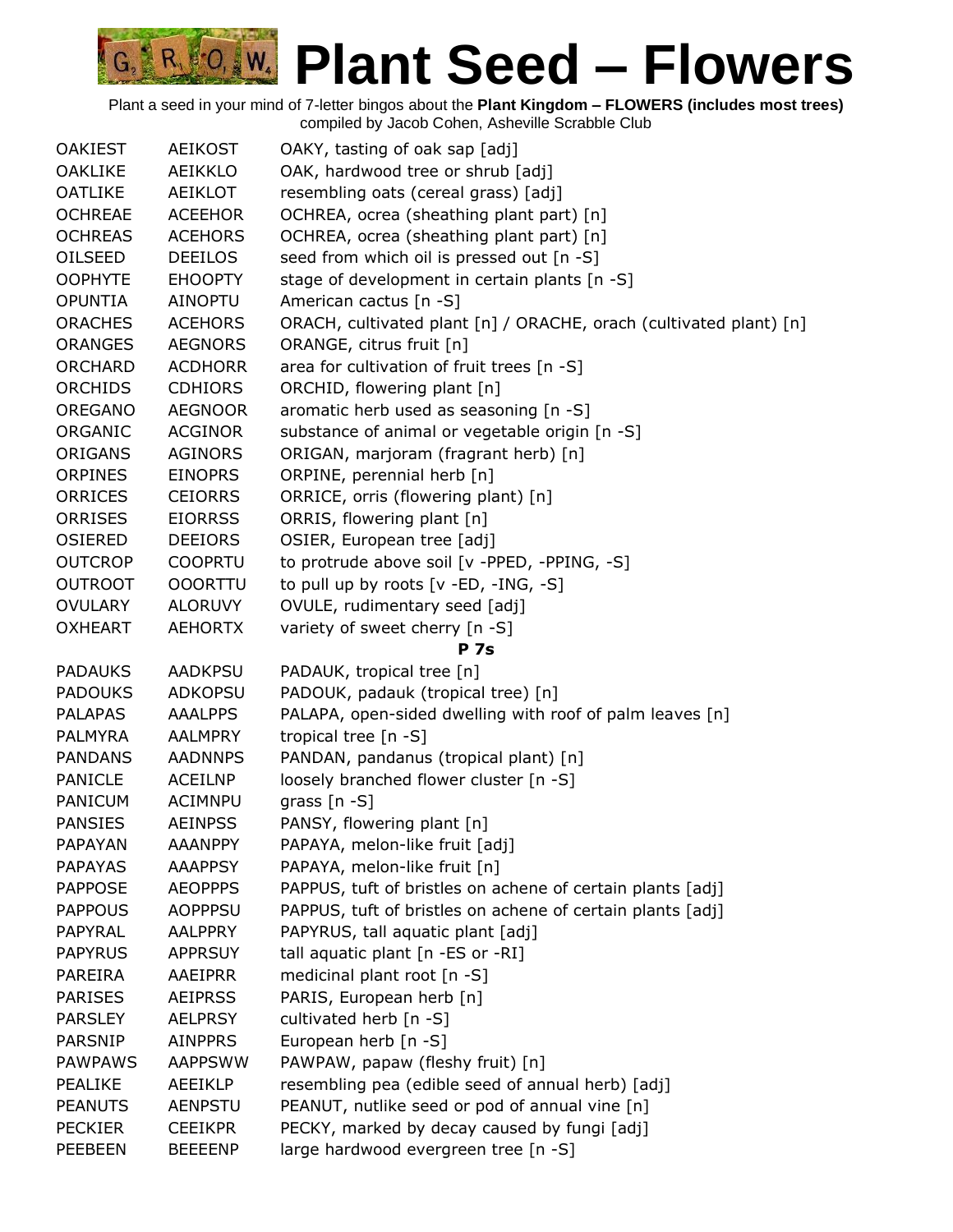# Plant Seed – Flowers

Plant a seed in your mind of 7-letter bingos about the **Plant Kingdom – FLOWERS (includes most trees)**
compiled by Jacob Cohen, Asheville Scrabble Club

| | | |
|---|---|---|
| OAKIEST | AEIKOST | OAKY, tasting of oak sap [adj] |
| OAKLIKE | AEIKKLO | OAK, hardwood tree or shrub [adj] |
| OATLIKE | AEIKLOT | resembling oats (cereal grass) [adj] |
| OCHREAE | ACEEHOR | OCHREA, ocrea (sheathing plant part) [n] |
| OCHREAS | ACEHORS | OCHREA, ocrea (sheathing plant part) [n] |
| OILSEED | DEEILOS | seed from which oil is pressed out [n -S] |
| OOPHYTE | EHOOPTY | stage of development in certain plants [n -S] |
| OPUNTIA | AINOPTU | American cactus [n -S] |
| ORACHES | ACEHORS | ORACH, cultivated plant [n] / ORACHE, orach (cultivated plant) [n] |
| ORANGES | AEGNORS | ORANGE, citrus fruit [n] |
| ORCHARD | ACDHORR | area for cultivation of fruit trees [n -S] |
| ORCHIDS | CDHIORS | ORCHID, flowering plant [n] |
| OREGANO | AEGNOOR | aromatic herb used as seasoning [n -S] |
| ORGANIC | ACGINOR | substance of animal or vegetable origin [n -S] |
| ORIGANS | AGINORS | ORIGAN, marjoram (fragrant herb) [n] |
| ORPINES | EINOPRS | ORPINE, perennial herb [n] |
| ORRICES | CEIORRS | ORRICE, orris (flowering plant) [n] |
| ORRISES | EIORRSS | ORRIS, flowering plant [n] |
| OSIERED | DEEIORS | OSIER, European tree [adj] |
| OUTCROP | COOPRTU | to protrude above soil [v -PPED, -PPING, -S] |
| OUTROOT | OOORTTU | to pull up by roots [v -ED, -ING, -S] |
| OVULARY | ALORUVY | OVULE, rudimentary seed [adj] |
| OXHEART | AEHORTX | variety of sweet cherry [n -S] |
| | **P 7s** | |
| PADAUKS | AADKPSU | PADAUK, tropical tree [n] |
| PADOUKS | ADKOPSU | PADOUK, padauk (tropical tree) [n] |
| PALAPAS | AAALPPS | PALAPA, open-sided dwelling with roof of palm leaves [n] |
| PALMYRA | AALMPRY | tropical tree [n -S] |
| PANDANS | AADNNPS | PANDAN, pandanus (tropical plant) [n] |
| PANICLE | ACEILNP | loosely branched flower cluster [n -S] |
| PANICUM | ACIMNPU | grass [n -S] |
| PANSIES | AEINPSS | PANSY, flowering plant [n] |
| PAPAYAN | AAANPPY | PAPAYA, melon-like fruit [adj] |
| PAPAYAS | AAAPPSY | PAPAYA, melon-like fruit [n] |
| PAPPOSE | AEOPPPS | PAPPUS, tuft of bristles on achene of certain plants [adj] |
| PAPPOUS | AOPPPSU | PAPPUS, tuft of bristles on achene of certain plants [adj] |
| PAPYRAL | AALPPRY | PAPYRUS, tall aquatic plant [adj] |
| PAPYRUS | APPRSUY | tall aquatic plant [n -ES or -RI] |
| PAREIRA | AAEIPRR | medicinal plant root [n -S] |
| PARISES | AEIPRSS | PARIS, European herb [n] |
| PARSLEY | AELPRSY | cultivated herb [n -S] |
| PARSNIP | AINPPRS | European herb [n -S] |
| PAWPAWS | AAPPSWW | PAWPAW, papaw (fleshy fruit) [n] |
| PEALIKE | AEEIKLP | resembling pea (edible seed of annual herb) [adj] |
| PEANUTS | AENPSTU | PEANUT, nutlike seed or pod of annual vine [n] |
| PECKIER | CEEIKPR | PECKY, marked by decay caused by fungi [adj] |
| PEEBEEN | BEEEENP | large hardwood evergreen tree [n -S] |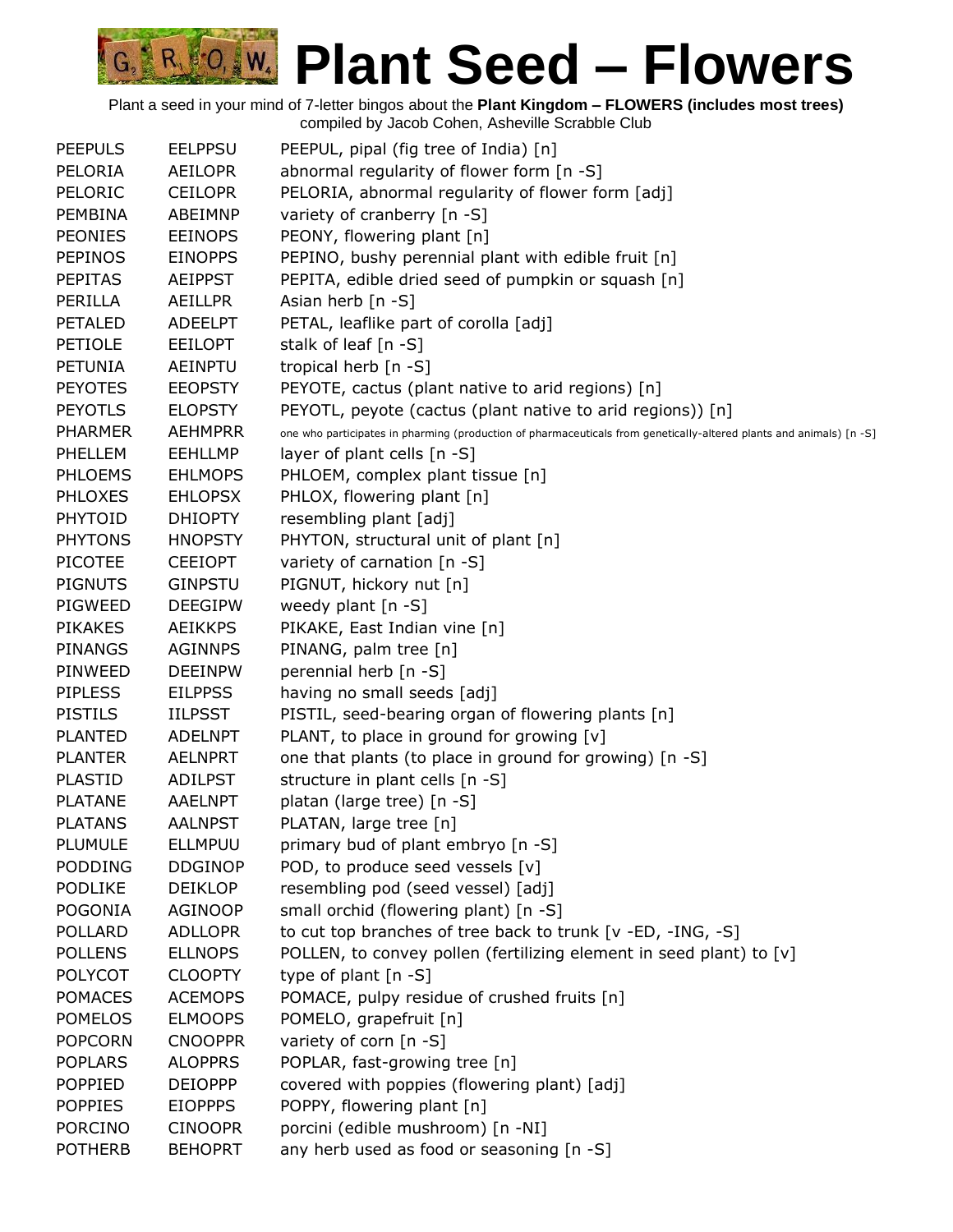# Plant Seed – Flowers

Plant a seed in your mind of 7-letter bingos about the **Plant Kingdom – FLOWERS (includes most trees)**
compiled by Jacob Cohen, Asheville Scrabble Club

| | | |
|---|---|---|
| PEEPULS | EELPPSU | PEEPUL, pipal (fig tree of India) [n] |
| PELORIA | AEILOPR | abnormal regularity of flower form [n -S] |
| PELORIC | CEILOPR | PELORIA, abnormal regularity of flower form [adj] |
| PEMBINA | ABEIMNP | variety of cranberry [n -S] |
| PEONIES | EEINOPS | PEONY, flowering plant [n] |
| PEPINOS | EINOPPS | PEPINO, bushy perennial plant with edible fruit [n] |
| PEPITAS | AEIPPST | PEPITA, edible dried seed of pumpkin or squash [n] |
| PERILLA | AEILLPR | Asian herb [n -S] |
| PETALED | ADEELPT | PETAL, leaflike part of corolla [adj] |
| PETIOLE | EEILOPT | stalk of leaf [n -S] |
| PETUNIA | AEINPTU | tropical herb [n -S] |
| PEYOTES | EEOPSTY | PEYOTE, cactus (plant native to arid regions) [n] |
| PEYOTLS | ELOPSTY | PEYOTL, peyote (cactus (plant native to arid regions)) [n] |
| PHARMER | AEHMPRR | one who participates in pharming (production of pharmaceuticals from genetically-altered plants and animals) [n -S] |
| PHELLEM | EEHLLMP | layer of plant cells [n -S] |
| PHLOEMS | EHLMOPS | PHLOEM, complex plant tissue [n] |
| PHLOXES | EHLOPSX | PHLOX, flowering plant [n] |
| PHYTOID | DHIOPTY | resembling plant [adj] |
| PHYTONS | HNOPSTY | PHYTON, structural unit of plant [n] |
| PICOTEE | CEEIOPT | variety of carnation [n -S] |
| PIGNUTS | GINPSTU | PIGNUT, hickory nut [n] |
| PIGWEED | DEEGIPW | weedy plant [n -S] |
| PIKAKES | AEIKKPS | PIKAKE, East Indian vine [n] |
| PINANGS | AGINNPS | PINANG, palm tree [n] |
| PINWEED | DEEINPW | perennial herb [n -S] |
| PIPLESS | EILPPSS | having no small seeds [adj] |
| PISTILS | IILPSST | PISTIL, seed-bearing organ of flowering plants [n] |
| PLANTED | ADELNPT | PLANT, to place in ground for growing [v] |
| PLANTER | AELNPRT | one that plants (to place in ground for growing) [n -S] |
| PLASTID | ADILPST | structure in plant cells [n -S] |
| PLATANE | AAELNPT | platan (large tree) [n -S] |
| PLATANS | AALNPST | PLATAN, large tree [n] |
| PLUMULE | ELLMPUU | primary bud of plant embryo [n -S] |
| PODDING | DDGINOP | POD, to produce seed vessels [v] |
| PODLIKE | DEIKLOP | resembling pod (seed vessel) [adj] |
| POGONIA | AGINOOP | small orchid (flowering plant) [n -S] |
| POLLARD | ADLLOPR | to cut top branches of tree back to trunk [v -ED, -ING, -S] |
| POLLENS | ELLNOPS | POLLEN, to convey pollen (fertilizing element in seed plant) to [v] |
| POLYCOT | CLOOPTY | type of plant [n -S] |
| POMACES | ACEMOPS | POMACE, pulpy residue of crushed fruits [n] |
| POMELOS | ELMOOPS | POMELO, grapefruit [n] |
| POPCORN | CNOOPPR | variety of corn [n -S] |
| POPLARS | ALOPPRS | POPLAR, fast-growing tree [n] |
| POPPIED | DEIOPPP | covered with poppies (flowering plant) [adj] |
| POPPIES | EIOPPPS | POPPY, flowering plant [n] |
| PORCINO | CINOOPR | porcini (edible mushroom) [n -NI] |
| POTHERB | BEHOPRT | any herb used as food or seasoning [n -S] |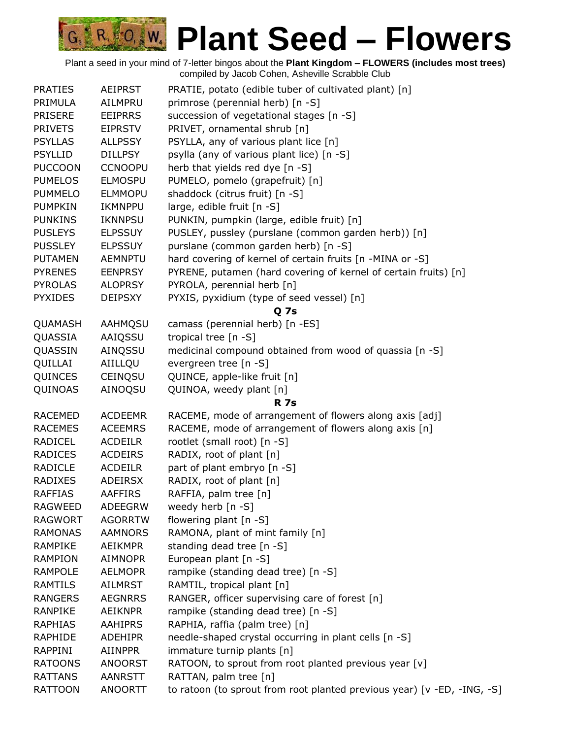# Plant Seed – Flowers

Plant a seed in your mind of 7-letter bingos about the **Plant Kingdom – FLOWERS (includes most trees)**
compiled by Jacob Cohen, Asheville Scrabble Club

| | | |
|---|---|---|
| PRATIES | AEIPRST | PRATIE, potato (edible tuber of cultivated plant) [n] |
| PRIMULA | AILMPRU | primrose (perennial herb) [n -S] |
| PRISERE | EEIPRRS | succession of vegetational stages [n -S] |
| PRIVETS | EIPRSTV | PRIVET, ornamental shrub [n] |
| PSYLLAS | ALLPSSY | PSYLLA, any of various plant lice [n] |
| PSYLLID | DILLPSY | psylla (any of various plant lice) [n -S] |
| PUCCOON | CCNOOPU | herb that yields red dye [n -S] |
| PUMELOS | ELMOSPU | PUMELO, pomelo (grapefruit) [n] |
| PUMMELO | ELMMOPU | shaddock (citrus fruit) [n -S] |
| PUMPKIN | IKMNPPU | large, edible fruit [n -S] |
| PUNKINS | IKNNPSU | PUNKIN, pumpkin (large, edible fruit) [n] |
| PUSLEYS | ELPSSUY | PUSLEY, pussley (purslane (common garden herb)) [n] |
| PUSSLEY | ELPSSUY | purslane (common garden herb) [n -S] |
| PUTAMEN | AEMNPTU | hard covering of kernel of certain fruits [n -MINA or -S] |
| PYRENES | EENPRSY | PYRENE, putamen (hard covering of kernel of certain fruits) [n] |
| PYROLAS | ALOPRSY | PYROLA, perennial herb [n] |
| PYXIDES | DEIPSXY | PYXIS, pyxidium (type of seed vessel) [n] |
| | | **Q 7s** |
| QUAMASH | AAHMQSU | camass (perennial herb) [n -ES] |
| QUASSIA | AAIQSSU | tropical tree [n -S] |
| QUASSIN | AINQSSU | medicinal compound obtained from wood of quassia [n -S] |
| QUILLAI | AIILLQU | evergreen tree [n -S] |
| QUINCES | CEINQSU | QUINCE, apple-like fruit [n] |
| QUINOAS | AINOQSU | QUINOA, weedy plant [n] |
| | | **R 7s** |
| RACEMED | ACDEEMR | RACEME, mode of arrangement of flowers along axis [adj] |
| RACEMES | ACEEMRS | RACEME, mode of arrangement of flowers along axis [n] |
| RADICEL | ACDEILR | rootlet (small root) [n -S] |
| RADICES | ACDEIRS | RADIX, root of plant [n] |
| RADICLE | ACDEILR | part of plant embryo [n -S] |
| RADIXES | ADEIRSX | RADIX, root of plant [n] |
| RAFFIAS | AAFFIRS | RAFFIA, palm tree [n] |
| RAGWEED | ADEEGRW | weedy herb [n -S] |
| RAGWORT | AGORRTW | flowering plant [n -S] |
| RAMONAS | AAMNORS | RAMONA, plant of mint family [n] |
| RAMPIKE | AEIKMPR | standing dead tree [n -S] |
| RAMPION | AIMNOPR | European plant [n -S] |
| RAMPOLE | AELMOPR | rampike (standing dead tree) [n -S] |
| RAMTILS | AILMRST | RAMTIL, tropical plant [n] |
| RANGERS | AEGNRRS | RANGER, officer supervising care of forest [n] |
| RANPIKE | AEIKNPR | rampike (standing dead tree) [n -S] |
| RAPHIAS | AAHIPRS | RAPHIA, raffia (palm tree) [n] |
| RAPHIDE | ADEHIPR | needle-shaped crystal occurring in plant cells [n -S] |
| RAPPINI | AIINPPR | immature turnip plants [n] |
| RATOONS | ANOORST | RATOON, to sprout from root planted previous year [v] |
| RATTANS | AANRSTT | RATTAN, palm tree [n] |
| RATTOON | ANOORTT | to ratoon (to sprout from root planted previous year) [v -ED, -ING, -S] |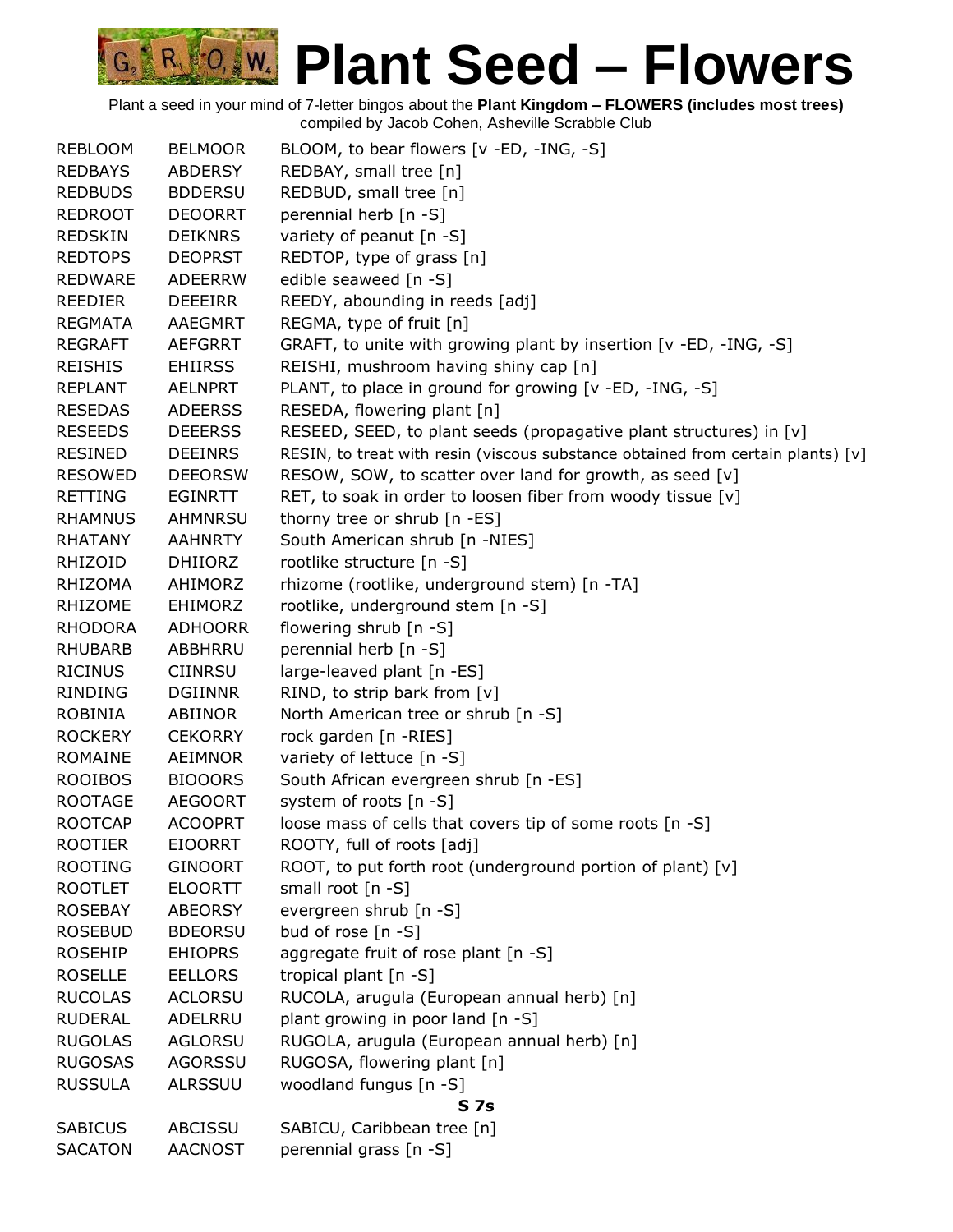# Plant Seed – Flowers

Plant a seed in your mind of 7-letter bingos about the **Plant Kingdom – FLOWERS (includes most trees)**
compiled by Jacob Cohen, Asheville Scrabble Club

| | | |
|---|---|---|
| REBLOOM | BELMOOR | BLOOM, to bear flowers [v -ED, -ING, -S] |
| REDBAYS | ABDERSY | REDBAY, small tree [n] |
| REDBUDS | BDDERSU | REDBUD, small tree [n] |
| REDROOT | DEOORRT | perennial herb [n -S] |
| REDSKIN | DEIKNRS | variety of peanut [n -S] |
| REDTOPS | DEOPRST | REDTOP, type of grass [n] |
| REDWARE | ADEERRW | edible seaweed [n -S] |
| REEDIER | DEEEIRR | REEDY, abounding in reeds [adj] |
| REGMATA | AAEGMRT | REGMA, type of fruit [n] |
| REGRAFT | AEFGRRT | GRAFT, to unite with growing plant by insertion [v -ED, -ING, -S] |
| REISHIS | EHIIRSS | REISHI, mushroom having shiny cap [n] |
| REPLANT | AELNPRT | PLANT, to place in ground for growing [v -ED, -ING, -S] |
| RESEDAS | ADEERSS | RESEDA, flowering plant [n] |
| RESEEDS | DEEERSS | RESEED, SEED, to plant seeds (propagative plant structures) in [v] |
| RESINED | DEEINRS | RESIN, to treat with resin (viscous substance obtained from certain plants) [v] |
| RESOWED | DEEORSW | RESOW, SOW, to scatter over land for growth, as seed [v] |
| RETTING | EGINRTT | RET, to soak in order to loosen fiber from woody tissue [v] |
| RHAMNUS | AHMNRSU | thorny tree or shrub [n -ES] |
| RHATANY | AAHNRTY | South American shrub [n -NIES] |
| RHIZOID | DHIIORZ | rootlike structure [n -S] |
| RHIZOMA | AHIMORZ | rhizome (rootlike, underground stem) [n -TA] |
| RHIZOME | EHIMORZ | rootlike, underground stem [n -S] |
| RHODORA | ADHOORR | flowering shrub [n -S] |
| RHUBARB | ABBHRRU | perennial herb [n -S] |
| RICINUS | CIINRSU | large-leaved plant [n -ES] |
| RINDING | DGIINNR | RIND, to strip bark from [v] |
| ROBINIA | ABIINOR | North American tree or shrub [n -S] |
| ROCKERY | CEKORRY | rock garden [n -RIES] |
| ROMAINE | AEIMNOR | variety of lettuce [n -S] |
| ROOIBOS | BIOOORS | South African evergreen shrub [n -ES] |
| ROOTAGE | AEGOORT | system of roots [n -S] |
| ROOTCAP | ACOOPRT | loose mass of cells that covers tip of some roots [n -S] |
| ROOTIER | EIOORRT | ROOTY, full of roots [adj] |
| ROOTING | GINOORT | ROOT, to put forth root (underground portion of plant) [v] |
| ROOTLET | ELOORTT | small root [n -S] |
| ROSEBAY | ABEORSY | evergreen shrub [n -S] |
| ROSEBUD | BDEORSU | bud of rose [n -S] |
| ROSEHIP | EHIOPRS | aggregate fruit of rose plant [n -S] |
| ROSELLE | EELLORS | tropical plant [n -S] |
| RUCOLAS | ACLORSU | RUCOLA, arugula (European annual herb) [n] |
| RUDERAL | ADELRRU | plant growing in poor land [n -S] |
| RUGOLAS | AGLORSU | RUGOLA, arugula (European annual herb) [n] |
| RUGOSAS | AGORSSU | RUGOSA, flowering plant [n] |
| RUSSULA | ALRSSUU | woodland fungus [n -S] |
| | | **S 7s** |
| SABICUS | ABCISSU | SABICU, Caribbean tree [n] |
| SACATON | AACNOST | perennial grass [n -S] |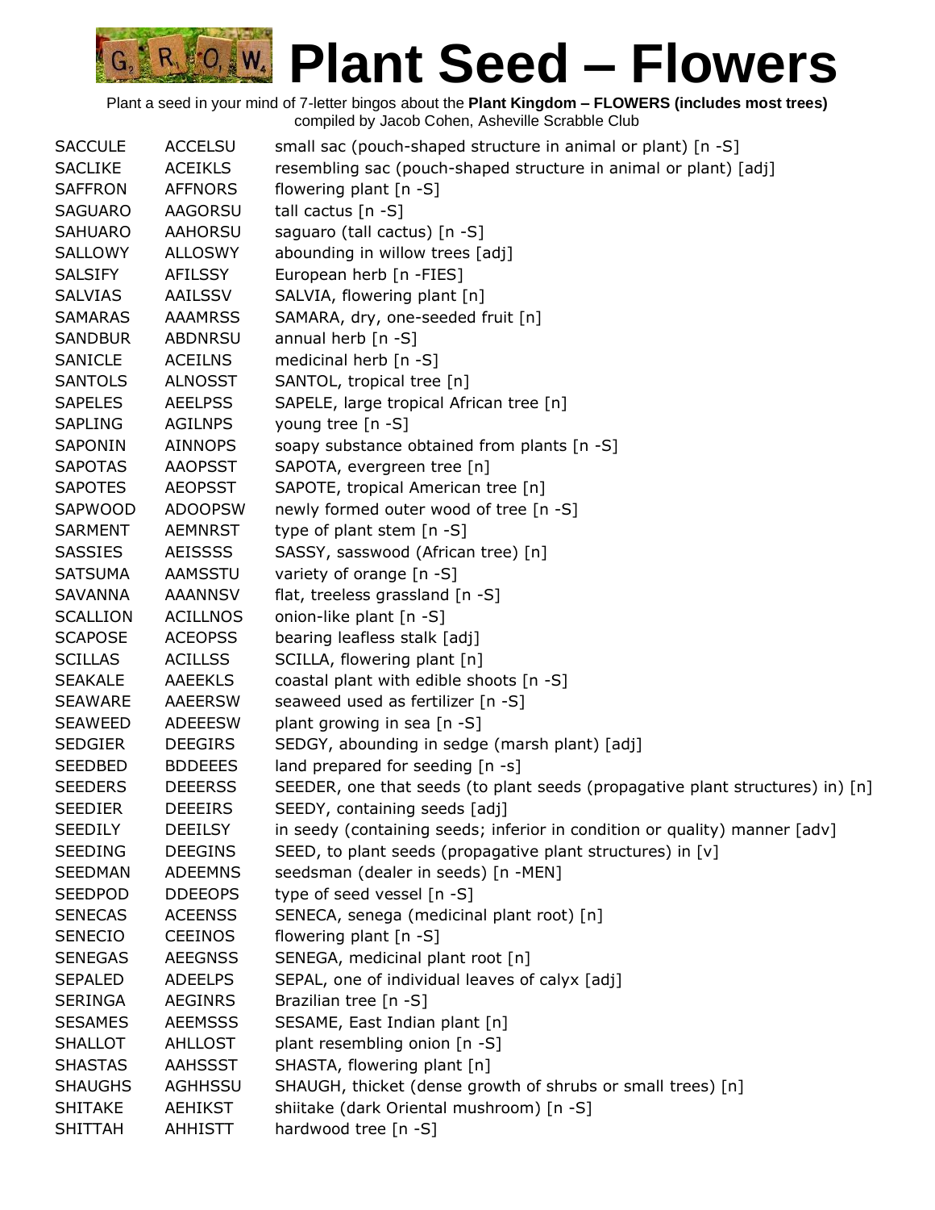# Plant Seed – Flowers

Plant a seed in your mind of 7-letter bingos about the **Plant Kingdom – FLOWERS (includes most trees)**
compiled by Jacob Cohen, Asheville Scrabble Club

| | | |
|---|---|---|
| SACCULE | ACCELSU | small sac (pouch-shaped structure in animal or plant) [n -S] |
| SACLIKE | ACEIKLS | resembling sac (pouch-shaped structure in animal or plant) [adj] |
| SAFFRON | AFFNORS | flowering plant [n -S] |
| SAGUARO | AAGORSU | tall cactus [n -S] |
| SAHUARO | AAHORSU | saguaro (tall cactus) [n -S] |
| SALLOWY | ALLOSWY | abounding in willow trees [adj] |
| SALSIFY | AFILSSY | European herb [n -FIES] |
| SALVIAS | AAILSSV | SALVIA, flowering plant [n] |
| SAMARAS | AAAMRSS | SAMARA, dry, one-seeded fruit [n] |
| SANDBUR | ABDNRSU | annual herb [n -S] |
| SANICLE | ACEILNS | medicinal herb [n -S] |
| SANTOLS | ALNOSST | SANTOL, tropical tree [n] |
| SAPELES | AEELPSS | SAPELE, large tropical African tree [n] |
| SAPLING | AGILNPS | young tree [n -S] |
| SAPONIN | AINNOPS | soapy substance obtained from plants [n -S] |
| SAPOTAS | AAOPSST | SAPOTA, evergreen tree [n] |
| SAPOTES | AEOPSST | SAPOTE, tropical American tree [n] |
| SAPWOOD | ADOOPSW | newly formed outer wood of tree [n -S] |
| SARMENT | AEMNRST | type of plant stem [n -S] |
| SASSIES | AEISSSS | SASSY, sasswood (African tree) [n] |
| SATSUMA | AAMSSTU | variety of orange [n -S] |
| SAVANNA | AAANNSV | flat, treeless grassland [n -S] |
| SCALLION | ACILLNOS | onion-like plant [n -S] |
| SCAPOSE | ACEOPSS | bearing leafless stalk [adj] |
| SCILLAS | ACILLSS | SCILLA, flowering plant [n] |
| SEAKALE | AAEEKLS | coastal plant with edible shoots [n -S] |
| SEAWARE | AAEERSW | seaweed used as fertilizer [n -S] |
| SEAWEED | ADEEESW | plant growing in sea [n -S] |
| SEDGIER | DEEGIRS | SEDGY, abounding in sedge (marsh plant) [adj] |
| SEEDBED | BDDEEES | land prepared for seeding [n -s] |
| SEEDERS | DEEERSS | SEEDER, one that seeds (to plant seeds (propagative plant structures) in) [n] |
| SEEDIER | DEEEIRS | SEEDY, containing seeds [adj] |
| SEEDILY | DEEILSY | in seedy (containing seeds; inferior in condition or quality) manner [adv] |
| SEEDING | DEEGINS | SEED, to plant seeds (propagative plant structures) in [v] |
| SEEDMAN | ADEEMNS | seedsman (dealer in seeds) [n -MEN] |
| SEEDPOD | DDEEOPS | type of seed vessel [n -S] |
| SENECAS | ACEENSS | SENECA, senega (medicinal plant root) [n] |
| SENECIO | CEEINOS | flowering plant [n -S] |
| SENEGAS | AEEGNSS | SENEGA, medicinal plant root [n] |
| SEPALED | ADEELPS | SEPAL, one of individual leaves of calyx [adj] |
| SERINGA | AEGINRS | Brazilian tree [n -S] |
| SESAMES | AEEMSSS | SESAME, East Indian plant [n] |
| SHALLOT | AHLLOST | plant resembling onion [n -S] |
| SHASTAS | AAHSSST | SHASTA, flowering plant [n] |
| SHAUGHS | AGHHSSU | SHAUGH, thicket (dense growth of shrubs or small trees) [n] |
| SHITAKE | AEHIKST | shiitake (dark Oriental mushroom) [n -S] |
| SHITTAH | AHHISTT | hardwood tree [n -S] |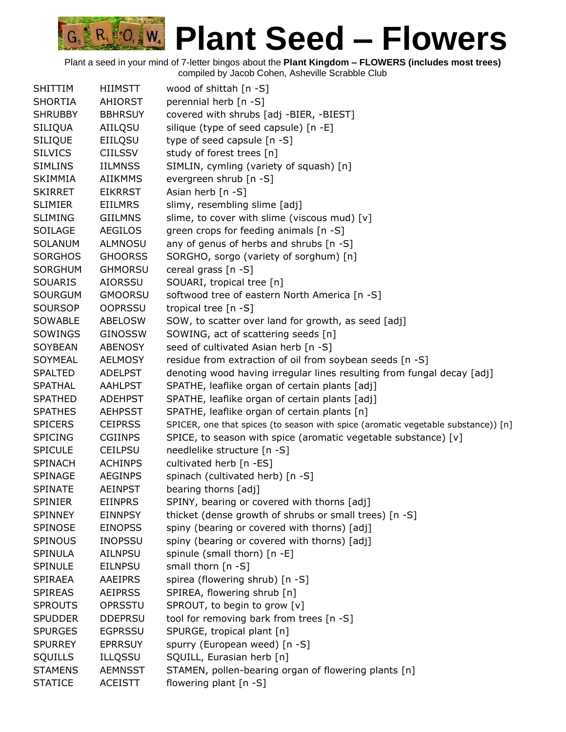# Plant Seed – Flowers

Plant a seed in your mind of 7-letter bingos about the **Plant Kingdom – FLOWERS (includes most trees)**
compiled by Jacob Cohen, Asheville Scrabble Club

| | | |
|---|---|---|
| SHITTIM | HIIMSTT | wood of shittah [n -S] |
| SHORTIA | AHIORST | perennial herb [n -S] |
| SHRUBBY | BBHRSUY | covered with shrubs [adj -BIER, -BIEST] |
| SILIQUA | AIILQSU | silique (type of seed capsule) [n -E] |
| SILIQUE | EIILQSU | type of seed capsule [n -S] |
| SILVICS | CIILSSV | study of forest trees [n] |
| SIMLINS | IILMNSS | SIMLIN, cymling (variety of squash) [n] |
| SKIMMIA | AIIKMMS | evergreen shrub [n -S] |
| SKIRRET | EIKRRST | Asian herb [n -S] |
| SLIMIER | EIILMRS | slimy, resembling slime [adj] |
| SLIMING | GIILMNS | slime, to cover with slime (viscous mud) [v] |
| SOILAGE | AEGILOS | green crops for feeding animals [n -S] |
| SOLANUM | ALMNOSU | any of genus of herbs and shrubs [n -S] |
| SORGHOS | GHOORSS | SORGHO, sorgo (variety of sorghum) [n] |
| SORGHUM | GHMORSU | cereal grass [n -S] |
| SOUARIS | AIORSSU | SOUARI, tropical tree [n] |
| SOURGUM | GMOORSU | softwood tree of eastern North America [n -S] |
| SOURSOP | OOPRSSU | tropical tree [n -S] |
| SOWABLE | ABELOSW | SOW, to scatter over land for growth, as seed [adj] |
| SOWINGS | GINOSSW | SOWING, act of scattering seeds [n] |
| SOYBEAN | ABENOSY | seed of cultivated Asian herb [n -S] |
| SOYMEAL | AELMOSY | residue from extraction of oil from soybean seeds [n -S] |
| SPALTED | ADELPST | denoting wood having irregular lines resulting from fungal decay [adj] |
| SPATHAL | AAHLPST | SPATHE, leaflike organ of certain plants [adj] |
| SPATHED | ADEHPST | SPATHE, leaflike organ of certain plants [adj] |
| SPATHES | AEHPSST | SPATHE, leaflike organ of certain plants [n] |
| SPICERS | CEIPRSS | SPICER, one that spices (to season with spice (aromatic vegetable substance)) [n] |
| SPICING | CGIINPS | SPICE, to season with spice (aromatic vegetable substance) [v] |
| SPICULE | CEILPSU | needlelike structure [n -S] |
| SPINACH | ACHINPS | cultivated herb [n -ES] |
| SPINAGE | AEGINPS | spinach (cultivated herb) [n -S] |
| SPINATE | AEINPST | bearing thorns [adj] |
| SPINIER | EIINPRS | SPINY, bearing or covered with thorns [adj] |
| SPINNEY | EINNPSY | thicket (dense growth of shrubs or small trees) [n -S] |
| SPINOSE | EINOPSS | spiny (bearing or covered with thorns) [adj] |
| SPINOUS | INOPSSU | spiny (bearing or covered with thorns) [adj] |
| SPINULA | AILNPSU | spinule (small thorn) [n -E] |
| SPINULE | EILNPSU | small thorn [n -S] |
| SPIRAEA | AAEIPRS | spirea (flowering shrub) [n -S] |
| SPIREAS | AEIPRSS | SPIREA, flowering shrub [n] |
| SPROUTS | OPRSSTU | SPROUT, to begin to grow [v] |
| SPUDDER | DDEPRSU | tool for removing bark from trees [n -S] |
| SPURGES | EGPRSSU | SPURGE, tropical plant [n] |
| SPURREY | EPRRSUY | spurry (European weed) [n -S] |
| SQUILLS | ILLQSSU | SQUILL, Eurasian herb [n] |
| STAMENS | AEMNSST | STAMEN, pollen-bearing organ of flowering plants [n] |
| STATICE | ACEISTT | flowering plant [n -S] |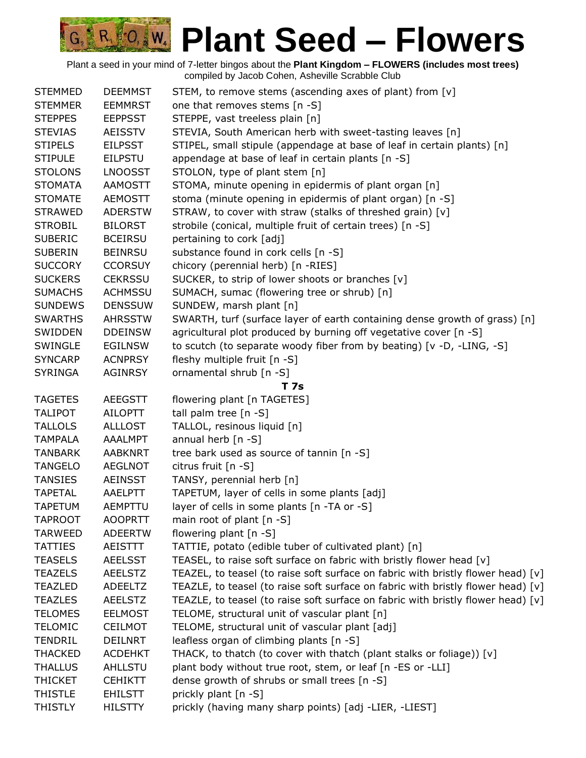# Plant Seed – Flowers

Plant a seed in your mind of 7-letter bingos about the **Plant Kingdom – FLOWERS (includes most trees)**
compiled by Jacob Cohen, Asheville Scrabble Club

| | | |
|---|---|---|
| STEMMED | DEEMMST | STEM, to remove stems (ascending axes of plant) from [v] |
| STEMMER | EEMMRST | one that removes stems [n -S] |
| STEPPES | EEPPSST | STEPPE, vast treeless plain [n] |
| STEVIAS | AEISSTV | STEVIA, South American herb with sweet-tasting leaves [n] |
| STIPELS | EILPSST | STIPEL, small stipule (appendage at base of leaf in certain plants) [n] |
| STIPULE | EILPSTU | appendage at base of leaf in certain plants [n -S] |
| STOLONS | LNOOSST | STOLON, type of plant stem [n] |
| STOMATA | AAMOSTT | STOMA, minute opening in epidermis of plant organ [n] |
| STOMATE | AEMOSTT | stoma (minute opening in epidermis of plant organ) [n -S] |
| STRAWED | ADERSTW | STRAW, to cover with straw (stalks of threshed grain) [v] |
| STROBIL | BILORST | strobile (conical, multiple fruit of certain trees) [n -S] |
| SUBERIC | BCEIRSU | pertaining to cork [adj] |
| SUBERIN | BEINRSU | substance found in cork cells [n -S] |
| SUCCORY | CCORSUY | chicory (perennial herb) [n -RIES] |
| SUCKERS | CEKRSSU | SUCKER, to strip of lower shoots or branches [v] |
| SUMACHS | ACHMSSU | SUMACH, sumac (flowering tree or shrub) [n] |
| SUNDEWS | DENSSUW | SUNDEW, marsh plant [n] |
| SWARTHS | AHRSSTW | SWARTH, turf (surface layer of earth containing dense growth of grass) [n] |
| SWIDDEN | DDEINSW | agricultural plot produced by burning off vegetative cover [n -S] |
| SWINGLE | EGILNSW | to scutch (to separate woody fiber from by beating) [v -D, -LING, -S] |
| SYNCARP | ACNPRSY | fleshy multiple fruit [n -S] |
| SYRINGA | AGINRSY | ornamental shrub [n -S] |
| | | **T 7s** |
| TAGETES | AEEGSTT | flowering plant [n TAGETES] |
| TALIPOT | AILOPTT | tall palm tree [n -S] |
| TALLOLS | ALLLOST | TALLOL, resinous liquid [n] |
| TAMPALA | AAALMPT | annual herb [n -S] |
| TANBARK | AABKNRT | tree bark used as source of tannin [n -S] |
| TANGELO | AEGLNOT | citrus fruit [n -S] |
| TANSIES | AEINSST | TANSY, perennial herb [n] |
| TAPETAL | AAELPTT | TAPETUM, layer of cells in some plants [adj] |
| TAPETUM | AEMPTTU | layer of cells in some plants [n -TA or -S] |
| TAPROOT | AOOPRTT | main root of plant [n -S] |
| TARWEED | ADEERTW | flowering plant [n -S] |
| TATTIES | AEISTTT | TATTIE, potato (edible tuber of cultivated plant) [n] |
| TEASELS | AEELSST | TEASEL, to raise soft surface on fabric with bristly flower head [v] |
| TEAZELS | AEELSTZ | TEAZEL, to teasel (to raise soft surface on fabric with bristly flower head) [v] |
| TEAZLED | ADEELTZ | TEAZLE, to teasel (to raise soft surface on fabric with bristly flower head) [v] |
| TEAZLES | AEELSTZ | TEAZLE, to teasel (to raise soft surface on fabric with bristly flower head) [v] |
| TELOMES | EELMOST | TELOME, structural unit of vascular plant [n] |
| TELOMIC | CEILMOT | TELOME, structural unit of vascular plant [adj] |
| TENDRIL | DEILNRT | leafless organ of climbing plants [n -S] |
| THACKED | ACDEHKT | THACK, to thatch (to cover with thatch (plant stalks or foliage)) [v] |
| THALLUS | AHLLSTU | plant body without true root, stem, or leaf [n -ES or -LLI] |
| THICKET | CEHIKTT | dense growth of shrubs or small trees [n -S] |
| THISTLE | EHILSTT | prickly plant [n -S] |
| THISTLY | HILSTTY | prickly (having many sharp points) [adj -LIER, -LIEST] |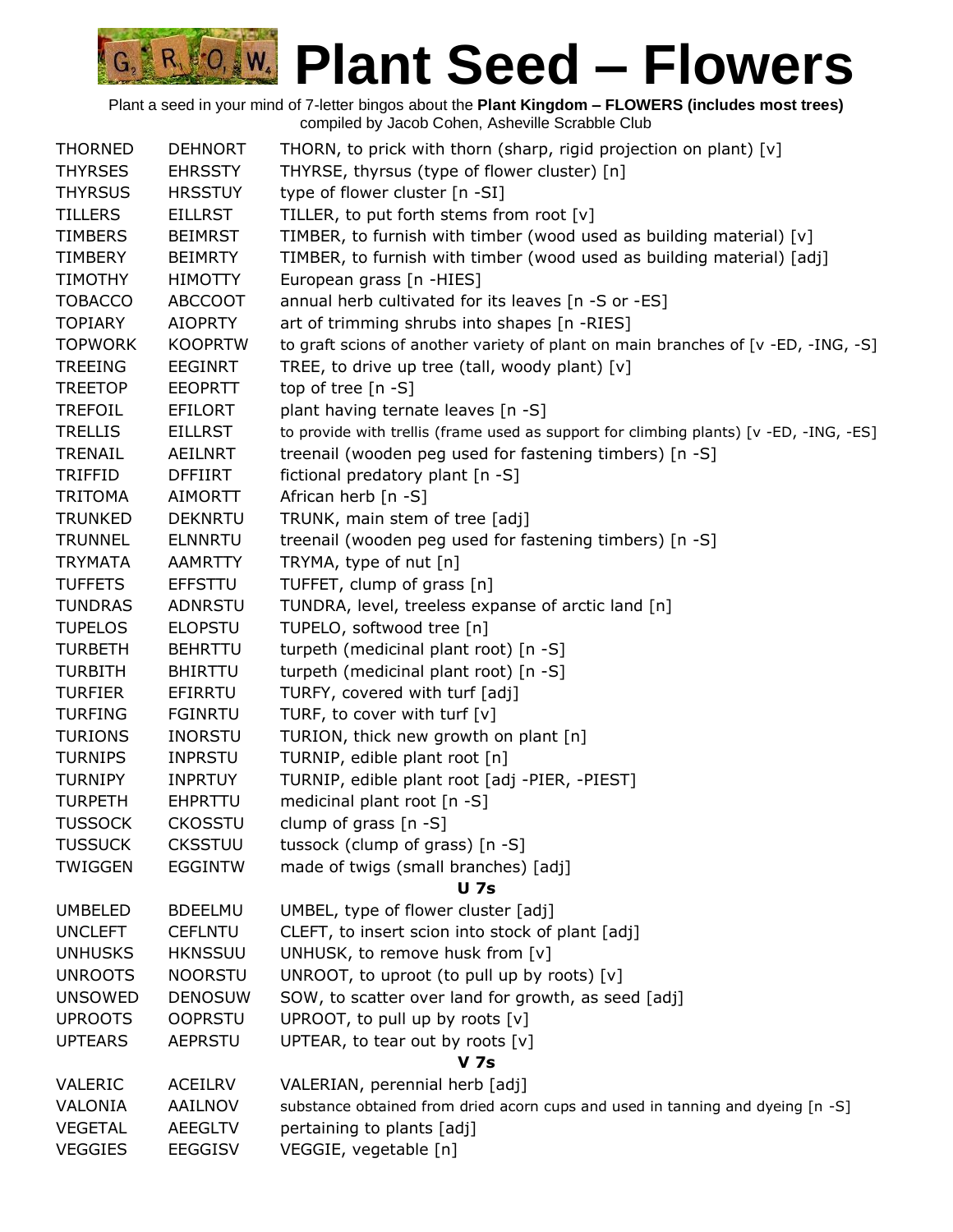# Plant Seed – Flowers

Plant a seed in your mind of 7-letter bingos about the **Plant Kingdom – FLOWERS (includes most trees)**
compiled by Jacob Cohen, Asheville Scrabble Club

| | | |
|---|---|---|
| THORNED | DEHNORT | THORN, to prick with thorn (sharp, rigid projection on plant) [v] |
| THYRSES | EHRSSTY | THYRSE, thyrsus (type of flower cluster) [n] |
| THYRSUS | HRSSTUY | type of flower cluster [n -SI] |
| TILLERS | EILLRST | TILLER, to put forth stems from root [v] |
| TIMBERS | BEIMRST | TIMBER, to furnish with timber (wood used as building material) [v] |
| TIMBERY | BEIMRTY | TIMBER, to furnish with timber (wood used as building material) [adj] |
| TIMOTHY | HIMOTTY | European grass [n -HIES] |
| TOBACCO | ABCCOOT | annual herb cultivated for its leaves [n -S or -ES] |
| TOPIARY | AIOPRTY | art of trimming shrubs into shapes [n -RIES] |
| TOPWORK | KOOPRTW | to graft scions of another variety of plant on main branches of [v -ED, -ING, -S] |
| TREEING | EEGINRT | TREE, to drive up tree (tall, woody plant) [v] |
| TREETOP | EEOPRTT | top of tree [n -S] |
| TREFOIL | EFILORT | plant having ternate leaves [n -S] |
| TRELLIS | EILLRST | to provide with trellis (frame used as support for climbing plants) [v -ED, -ING, -ES] |
| TRENAIL | AEILNRT | treenail (wooden peg used for fastening timbers) [n -S] |
| TRIFFID | DFFIIRT | fictional predatory plant [n -S] |
| TRITOMA | AIMORTT | African herb [n -S] |
| TRUNKED | DEKNRTU | TRUNK, main stem of tree [adj] |
| TRUNNEL | ELNNRTU | treenail (wooden peg used for fastening timbers) [n -S] |
| TRYMATA | AAMRTTY | TRYMA, type of nut [n] |
| TUFFETS | EFFSTTU | TUFFET, clump of grass [n] |
| TUNDRAS | ADNRSTU | TUNDRA, level, treeless expanse of arctic land [n] |
| TUPELOS | ELOPSTU | TUPELO, softwood tree [n] |
| TURBETH | BEHRTTU | turpeth (medicinal plant root) [n -S] |
| TURBITH | BHIRTTU | turpeth (medicinal plant root) [n -S] |
| TURFIER | EFIRRTU | TURFY, covered with turf [adj] |
| TURFING | FGINRTU | TURF, to cover with turf [v] |
| TURIONS | INORSTU | TURION, thick new growth on plant [n] |
| TURNIPS | INPRSTU | TURNIP, edible plant root [n] |
| TURNIPY | INPRTUY | TURNIP, edible plant root [adj -PIER, -PIEST] |
| TURPETH | EHPRTTU | medicinal plant root [n -S] |
| TUSSOCK | CKOSSTU | clump of grass [n -S] |
| TUSSUCK | CKSSTUU | tussock (clump of grass) [n -S] |
| TWIGGEN | EGGINTW | made of twigs (small branches) [adj] |

**U 7s**

| | | |
|---|---|---|
| UMBELED | BDEELMU | UMBEL, type of flower cluster [adj] |
| UNCLEFT | CEFLNTU | CLEFT, to insert scion into stock of plant [adj] |
| UNHUSKS | HKNSSUU | UNHUSK, to remove husk from [v] |
| UNROOTS | NOORSTU | UNROOT, to uproot (to pull up by roots) [v] |
| UNSOWED | DENOSUW | SOW, to scatter over land for growth, as seed [adj] |
| UPROOTS | OOPRSTU | UPROOT, to pull up by roots [v] |
| UPTEARS | AEPRSTU | UPTEAR, to tear out by roots [v] |

**V 7s**

| | | |
|---|---|---|
| VALERIC | ACEILRV | VALERIAN, perennial herb [adj] |
| VALONIA | AAILNOV | substance obtained from dried acorn cups and used in tanning and dyeing [n -S] |
| VEGETAL | AEEGLTV | pertaining to plants [adj] |
| VEGGIES | EEGGISV | VEGGIE, vegetable [n] |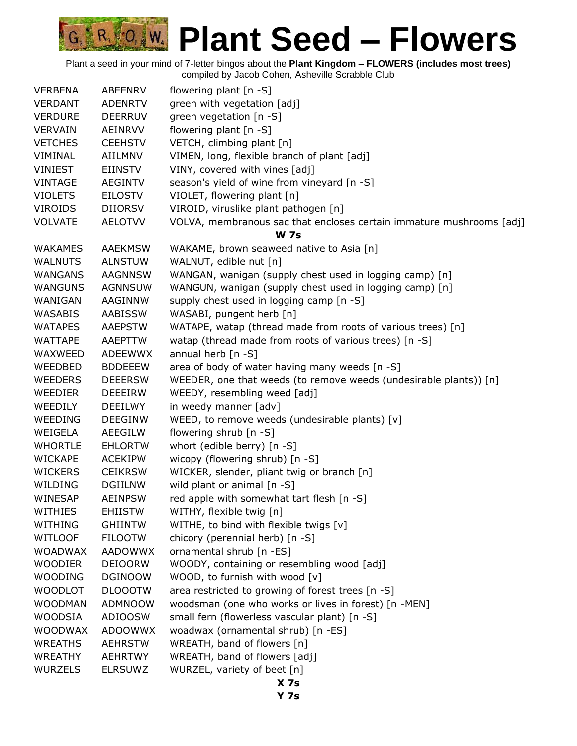# Plant Seed – Flowers

Plant a seed in your mind of 7-letter bingos about the **Plant Kingdom – FLOWERS (includes most trees)**
compiled by Jacob Cohen, Asheville Scrabble Club

| | | |
|---|---|---|
| VERBENA | ABEENRV | flowering plant [n -S] |
| VERDANT | ADENRTV | green with vegetation [adj] |
| VERDURE | DEERRUV | green vegetation [n -S] |
| VERVAIN | AEINRVV | flowering plant [n -S] |
| VETCHES | CEEHSTV | VETCH, climbing plant [n] |
| VIMINAL | AIILMNV | VIMEN, long, flexible branch of plant [adj] |
| VINIEST | EIINSTV | VINY, covered with vines [adj] |
| VINTAGE | AEGINTV | season's yield of wine from vineyard [n -S] |
| VIOLETS | EILOSTV | VIOLET, flowering plant [n] |
| VIROIDS | DIIORSV | VIROID, viruslike plant pathogen [n] |
| VOLVATE | AELOTVV | VOLVA, membranous sac that encloses certain immature mushrooms [adj] |

**W 7s**

| | | |
|---|---|---|
| WAKAMES | AAEKMSW | WAKAME, brown seaweed native to Asia [n] |
| WALNUTS | ALNSTUW | WALNUT, edible nut [n] |
| WANGANS | AAGNNSW | WANGAN, wanigan (supply chest used in logging camp) [n] |
| WANGUNS | AGNNSUW | WANGUN, wanigan (supply chest used in logging camp) [n] |
| WANIGAN | AAGINNW | supply chest used in logging camp [n -S] |
| WASABIS | AABISSW | WASABI, pungent herb [n] |
| WATAPES | AAEPSTW | WATAPE, watap (thread made from roots of various trees) [n] |
| WATTAPE | AAEPTTW | watap (thread made from roots of various trees) [n -S] |
| WAXWEED | ADEEWWX | annual herb [n -S] |
| WEEDBED | BDDEEEW | area of body of water having many weeds [n -S] |
| WEEDERS | DEEERSW | WEEDER, one that weeds (to remove weeds (undesirable plants)) [n] |
| WEEDIER | DEEEIRW | WEEDY, resembling weed [adj] |
| WEEDILY | DEEILWY | in weedy manner [adv] |
| WEEDING | DEEGINW | WEED, to remove weeds (undesirable plants) [v] |
| WEIGELA | AEEGILW | flowering shrub [n -S] |
| WHORTLE | EHLORTW | whort (edible berry) [n -S] |
| WICKAPE | ACEKIPW | wicopy (flowering shrub) [n -S] |
| WICKERS | CEIKRSW | WICKER, slender, pliant twig or branch [n] |
| WILDING | DGIILNW | wild plant or animal [n -S] |
| WINESAP | AEINPSW | red apple with somewhat tart flesh [n -S] |
| WITHIES | EHIISTW | WITHY, flexible twig [n] |
| WITHING | GHIINTW | WITHE, to bind with flexible twigs [v] |
| WITLOOF | FILOOTW | chicory (perennial herb) [n -S] |
| WOADWAX | AADOWWX | ornamental shrub [n -ES] |
| WOODIER | DEIOORW | WOODY, containing or resembling wood [adj] |
| WOODING | DGINOOW | WOOD, to furnish with wood [v] |
| WOODLOT | DLOOOTW | area restricted to growing of forest trees [n -S] |
| WOODMAN | ADMNOOW | woodsman (one who works or lives in forest) [n -MEN] |
| WOODSIA | ADIOOSW | small fern (flowerless vascular plant) [n -S] |
| WOODWAX | ADOOWWX | woadwax (ornamental shrub) [n -ES] |
| WREATHS | AEHRSTW | WREATH, band of flowers [n] |
| WREATHY | AEHRTWY | WREATH, band of flowers [adj] |
| WURZELS | ELRSUWZ | WURZEL, variety of beet [n] |

**X 7s**

**Y 7s**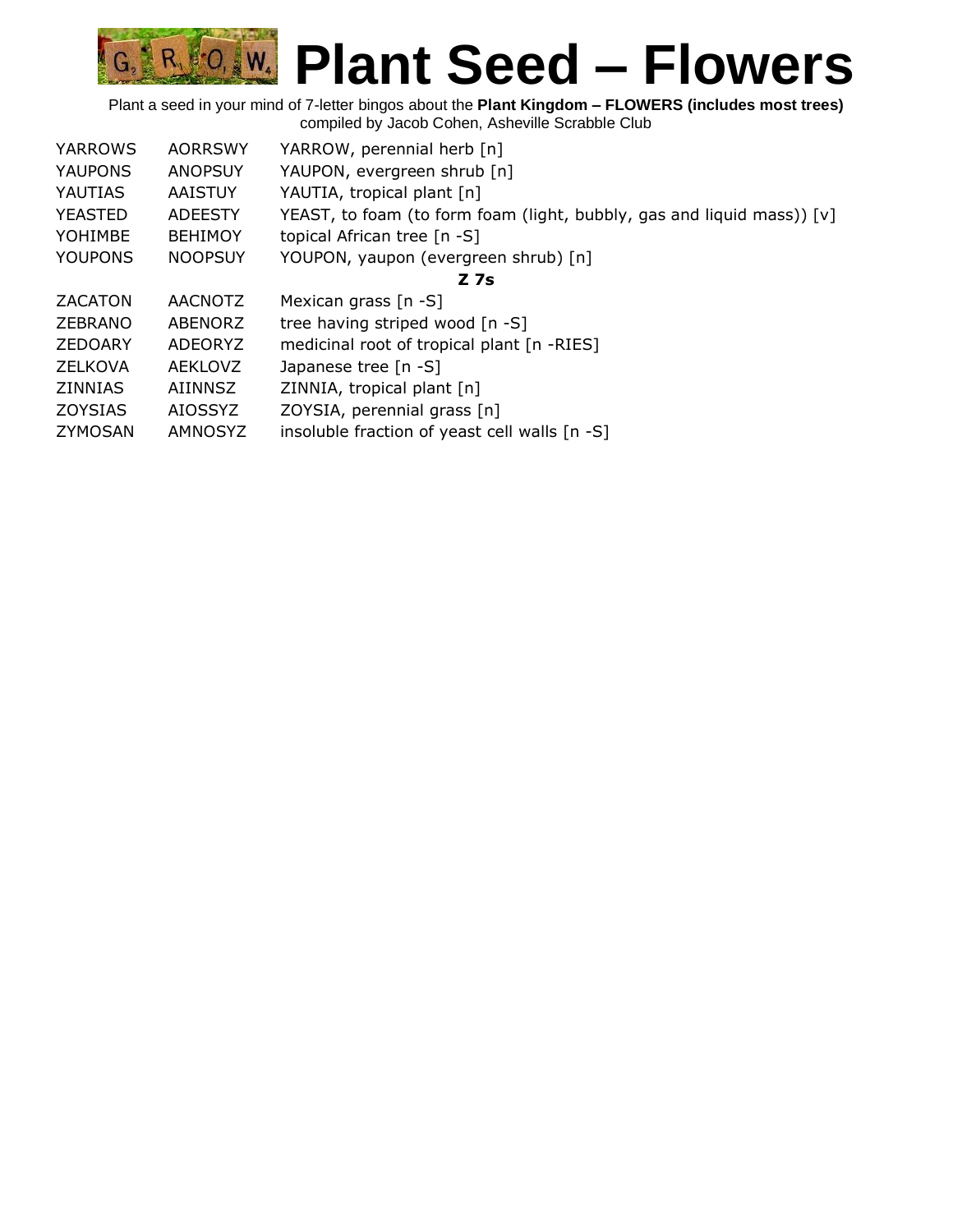# Plant Seed – Flowers

Plant a seed in your mind of 7-letter bingos about the **Plant Kingdom – FLOWERS (includes most trees)**
compiled by Jacob Cohen, Asheville Scrabble Club

| | | |
|---|---|---|
| YARROWS | AORRSWY | YARROW, perennial herb [n] |
| YAUPONS | ANOPSUY | YAUPON, evergreen shrub [n] |
| YAUTIAS | AAISTUY | YAUTIA, tropical plant [n] |
| YEASTED | ADEESTY | YEAST, to foam (to form foam (light, bubbly, gas and liquid mass)) [v] |
| YOHIMBE | BEHIMOY | topical African tree [n -S] |
| YOUPONS | NOOPSUY | YOUPON, yaupon (evergreen shrub) [n] |
| | | **Z 7s** |
| ZACATON | AACNOTZ | Mexican grass [n -S] |
| ZEBRANO | ABENORZ | tree having striped wood [n -S] |
| ZEDOARY | ADEORYZ | medicinal root of tropical plant [n -RIES] |
| ZELKOVA | AEKLOVZ | Japanese tree [n -S] |
| ZINNIAS | AIINNSZ | ZINNIA, tropical plant [n] |
| ZOYSIAS | AIOSSYZ | ZOYSIA, perennial grass [n] |
| ZYMOSAN | AMNOSYZ | insoluble fraction of yeast cell walls [n -S] |